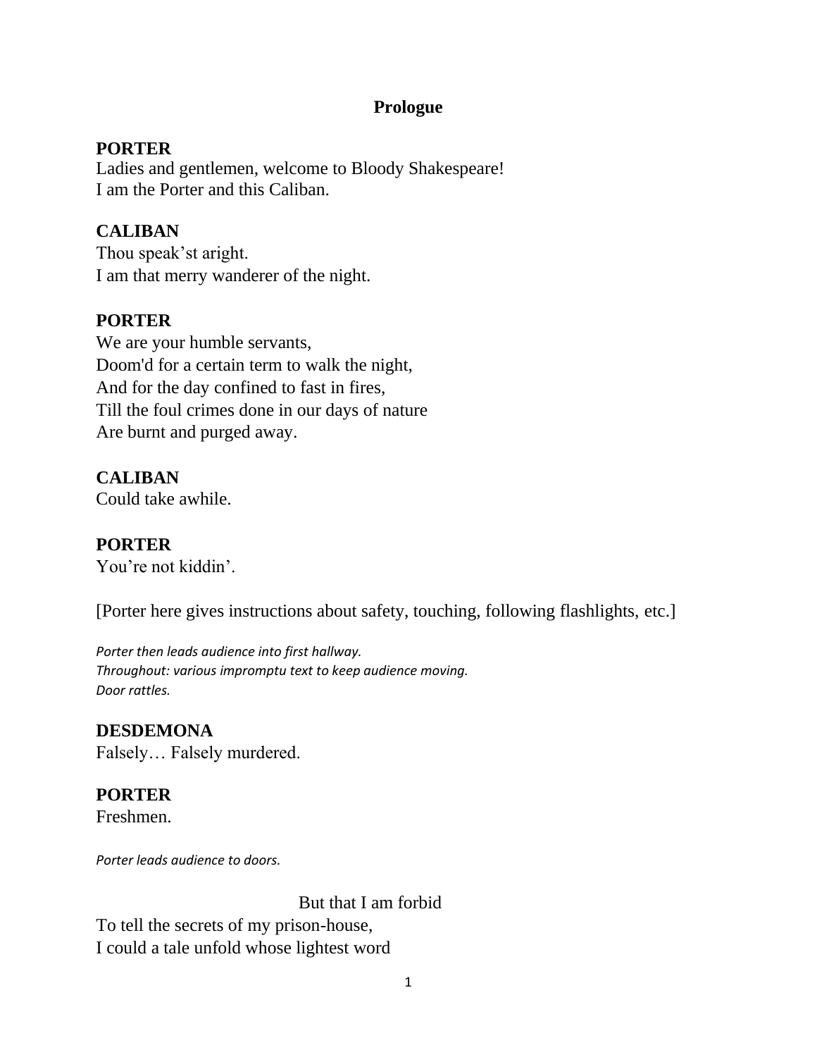## Prologue

**PORTER**
Ladies and gentlemen, welcome to Bloody Shakespeare!
I am the Porter and this Caliban.

**CALIBAN**
Thou speak'st aright.
I am that merry wanderer of the night.

**PORTER**
We are your humble servants,
Doom'd for a certain term to walk the night,
And for the day confined to fast in fires,
Till the foul crimes done in our days of nature
Are burnt and purged away.

**CALIBAN**
Could take awhile.

**PORTER**
You're not kiddin'.

[Porter here gives instructions about safety, touching, following flashlights, etc.]

*Porter then leads audience into first hallway.*
*Throughout: various impromptu text to keep audience moving.*
*Door rattles.*

**DESDEMONA**
Falsely… Falsely murdered.

**PORTER**
Freshmen.

*Porter leads audience to doors.*

But that I am forbid
To tell the secrets of my prison-house,
I could a tale unfold whose lightest word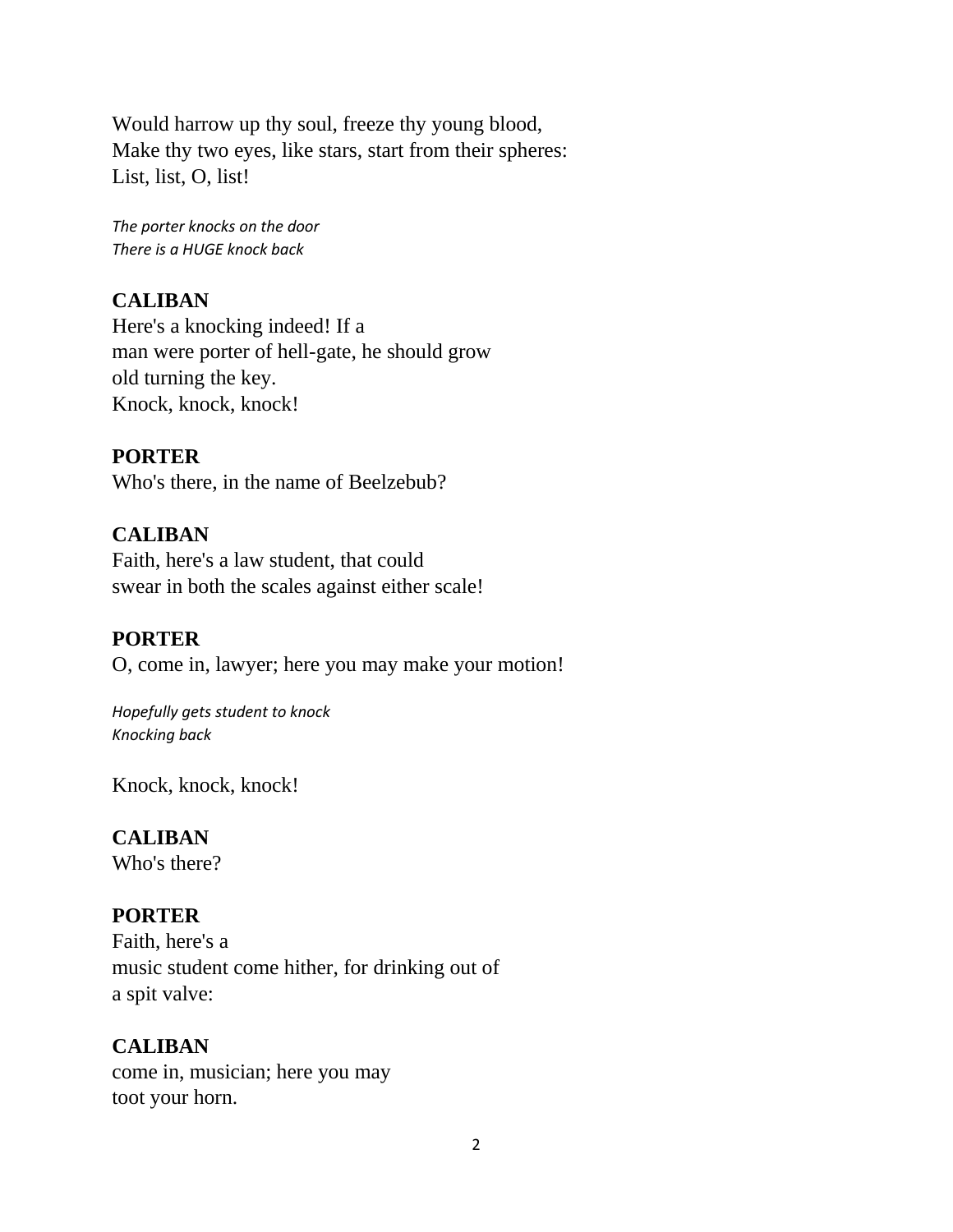Would harrow up thy soul, freeze thy young blood,
Make thy two eyes, like stars, start from their spheres:
List, list, O, list!

*The porter knocks on the door*
*There is a HUGE knock back*

**CALIBAN**
Here's a knocking indeed! If a
man were porter of hell-gate, he should grow
old turning the key.
Knock, knock, knock!

**PORTER**
Who's there, in the name of Beelzebub?

**CALIBAN**
Faith, here's a law student, that could
swear in both the scales against either scale!

**PORTER**
O, come in, lawyer; here you may make your motion!

*Hopefully gets student to knock*
*Knocking back*

Knock, knock, knock!

**CALIBAN**
Who's there?

**PORTER**
Faith, here's a
music student come hither, for drinking out of
a spit valve:

**CALIBAN**
come in, musician; here you may
toot your horn.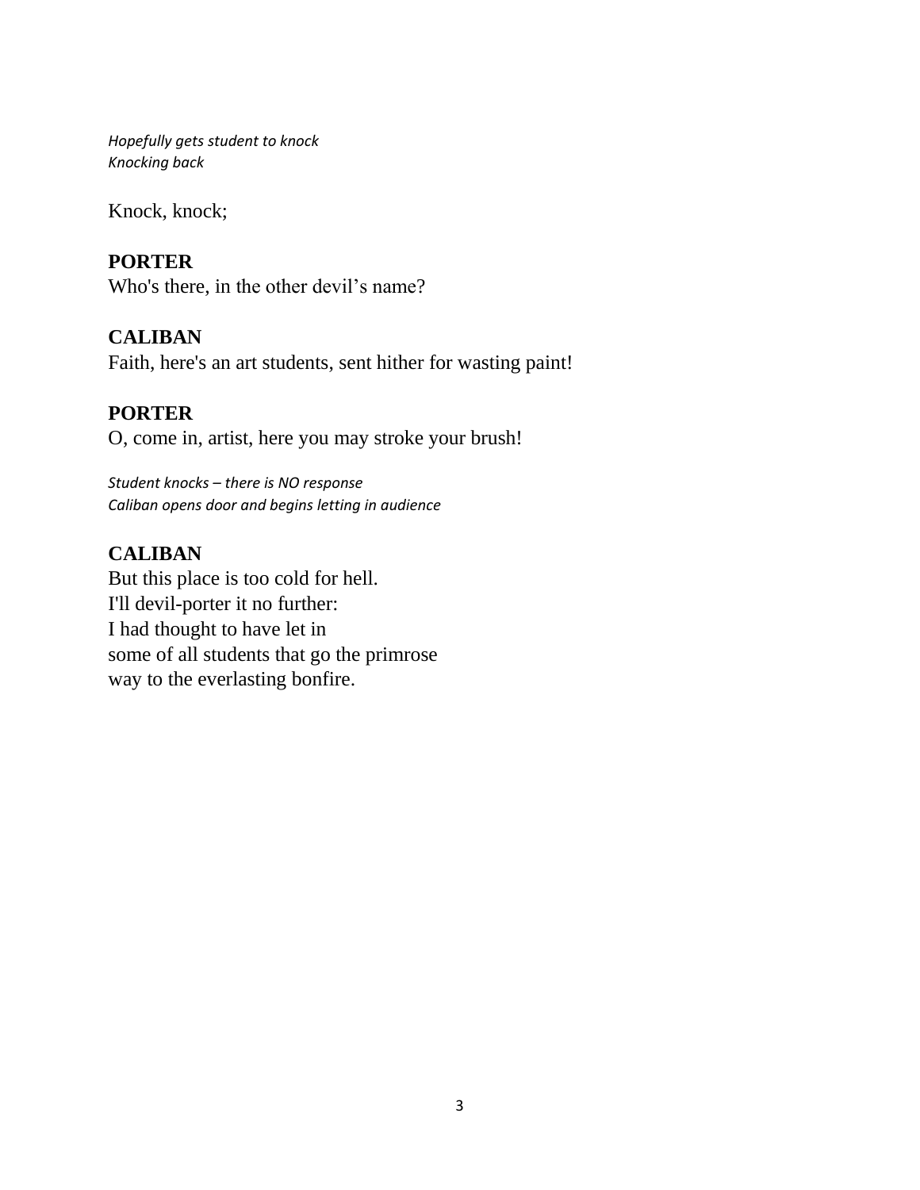*Hopefully gets student to knock*
*Knocking back*

Knock, knock;

**PORTER**
Who's there, in the other devil's name?

**CALIBAN**
Faith, here's an art students, sent hither for wasting paint!

**PORTER**
O, come in, artist, here you may stroke your brush!

*Student knocks – there is NO response*
*Caliban opens door and begins letting in audience*

**CALIBAN**
But this place is too cold for hell.
I'll devil-porter it no further:
I had thought to have let in
some of all students that go the primrose
way to the everlasting bonfire.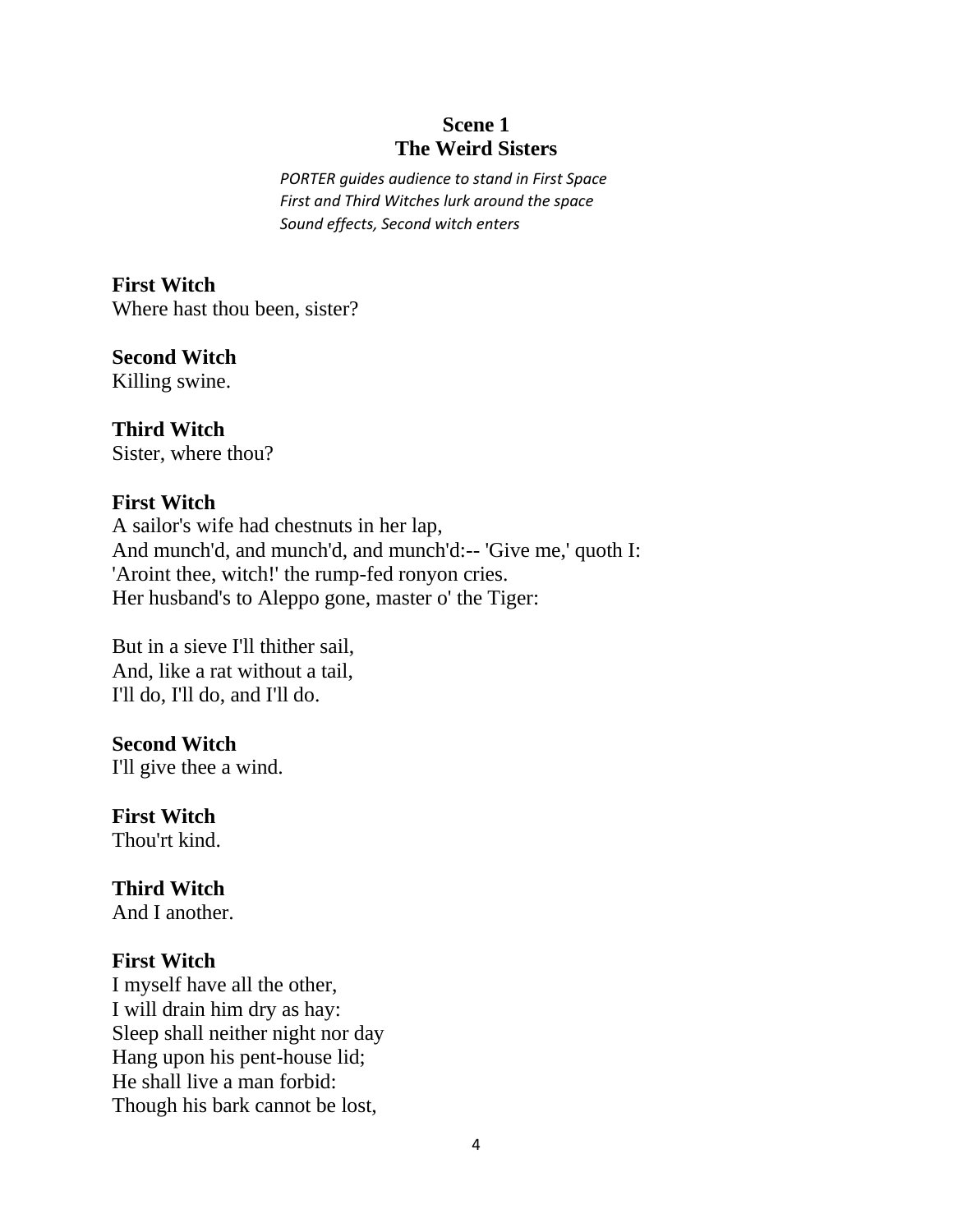## Scene 1
## The Weird Sisters

*PORTER guides audience to stand in First Space*
*First and Third Witches lurk around the space*
*Sound effects, Second witch enters*

**First Witch**
Where hast thou been, sister?

**Second Witch**
Killing swine.

**Third Witch**
Sister, where thou?

**First Witch**
A sailor's wife had chestnuts in her lap,
And munch'd, and munch'd, and munch'd:-- 'Give me,' quoth I:
'Aroint thee, witch!' the rump-fed ronyon cries.
Her husband's to Aleppo gone, master o' the Tiger:

But in a sieve I'll thither sail,
And, like a rat without a tail,
I'll do, I'll do, and I'll do.

**Second Witch**
I'll give thee a wind.

**First Witch**
Thou'rt kind.

**Third Witch**
And I another.

**First Witch**
I myself have all the other,
I will drain him dry as hay:
Sleep shall neither night nor day
Hang upon his pent-house lid;
He shall live a man forbid:
Though his bark cannot be lost,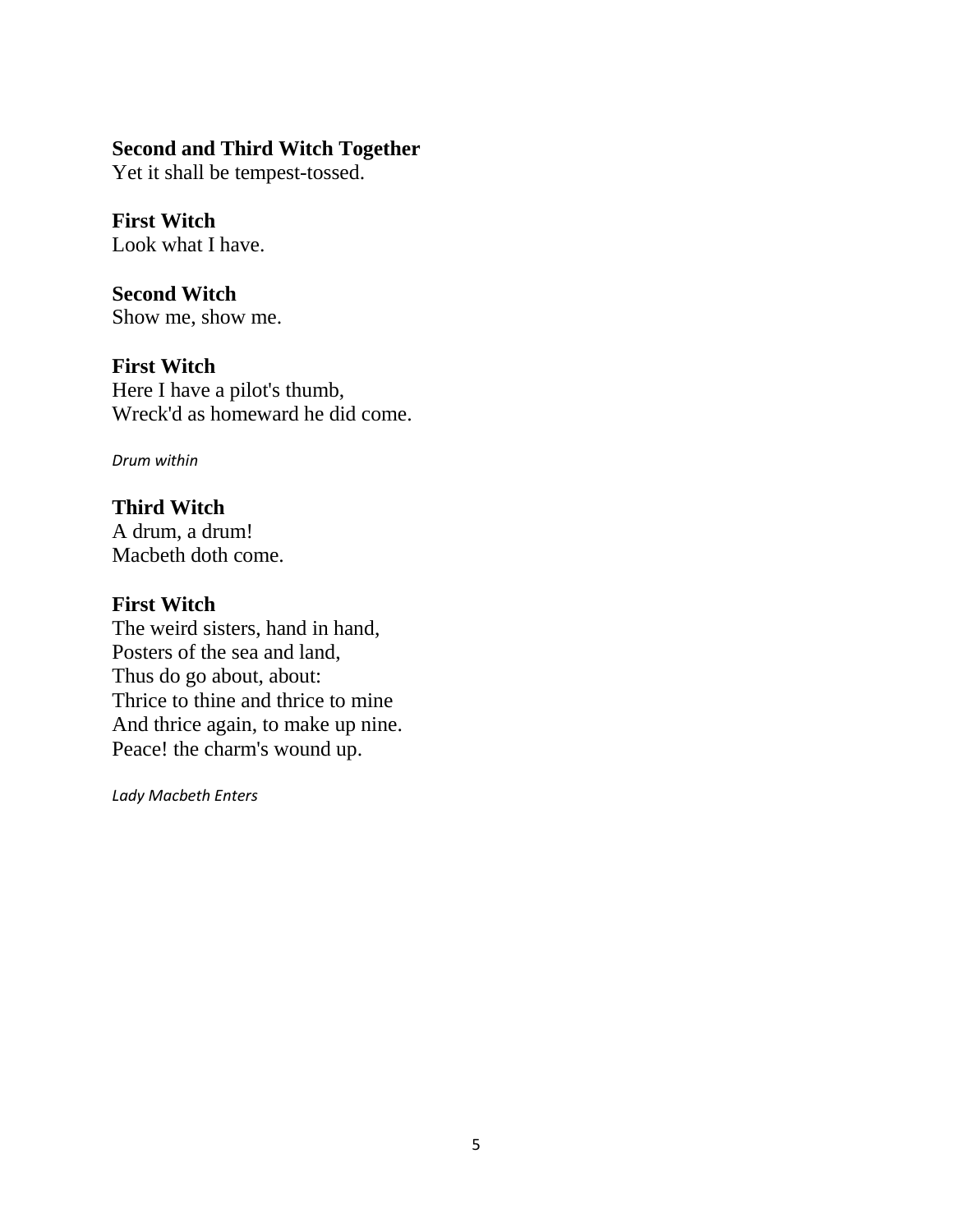**Second and Third Witch Together**
Yet it shall be tempest-tossed.

**First Witch**
Look what I have.

**Second Witch**
Show me, show me.

**First Witch**
Here I have a pilot's thumb,
Wreck'd as homeward he did come.

*Drum within*

**Third Witch**
A drum, a drum!
Macbeth doth come.

**First Witch**
The weird sisters, hand in hand,
Posters of the sea and land,
Thus do go about, about:
Thrice to thine and thrice to mine
And thrice again, to make up nine.
Peace! the charm's wound up.

*Lady Macbeth Enters*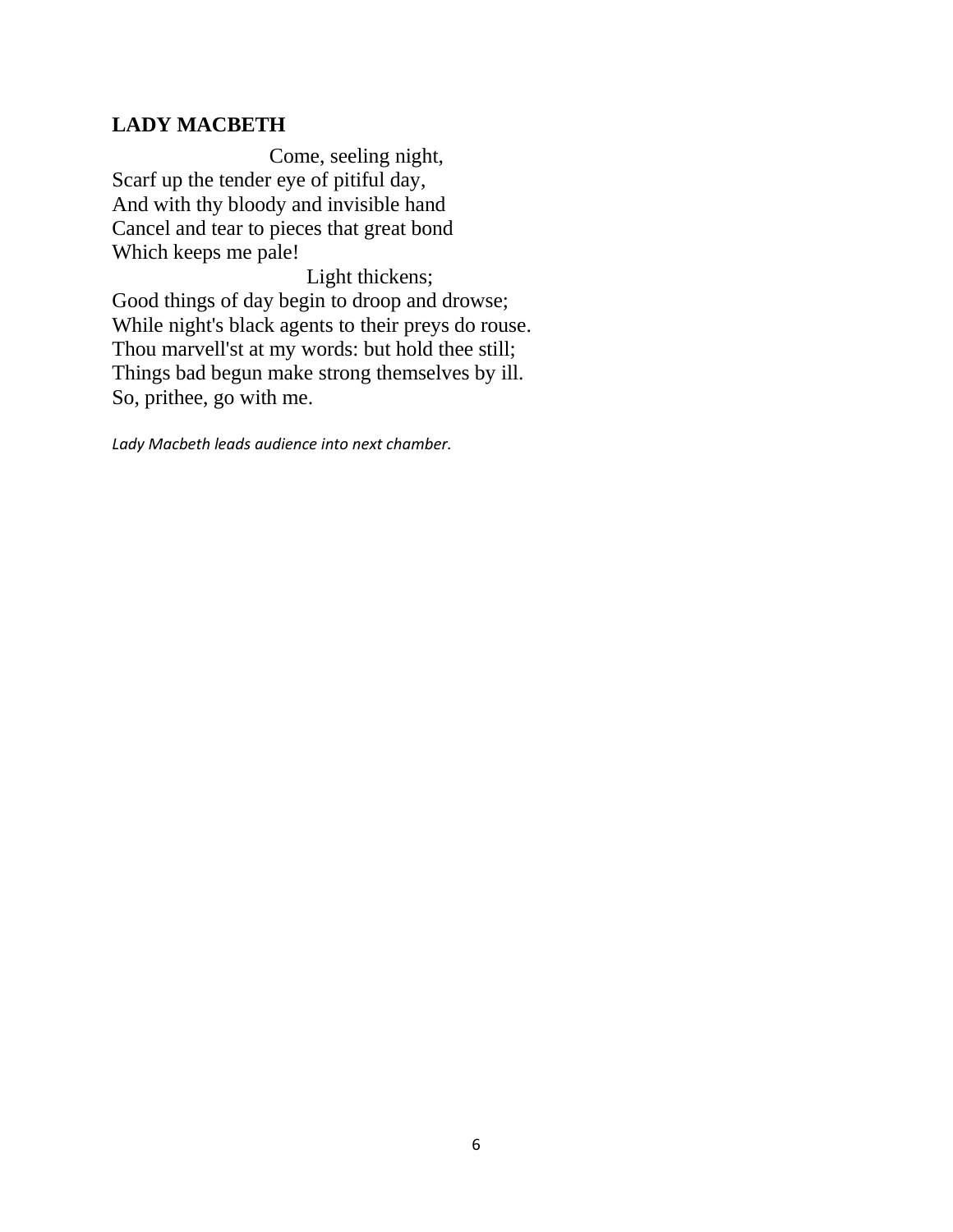**LADY MACBETH**

Come, seeling night,  
Scarf up the tender eye of pitiful day,  
And with thy bloody and invisible hand  
Cancel and tear to pieces that great bond  
Which keeps me pale!  
Light thickens;  
Good things of day begin to droop and drowse;  
While night's black agents to their preys do rouse.  
Thou marvell'st at my words: but hold thee still;  
Things bad begun make strong themselves by ill.  
So, prithee, go with me.

*Lady Macbeth leads audience into next chamber.*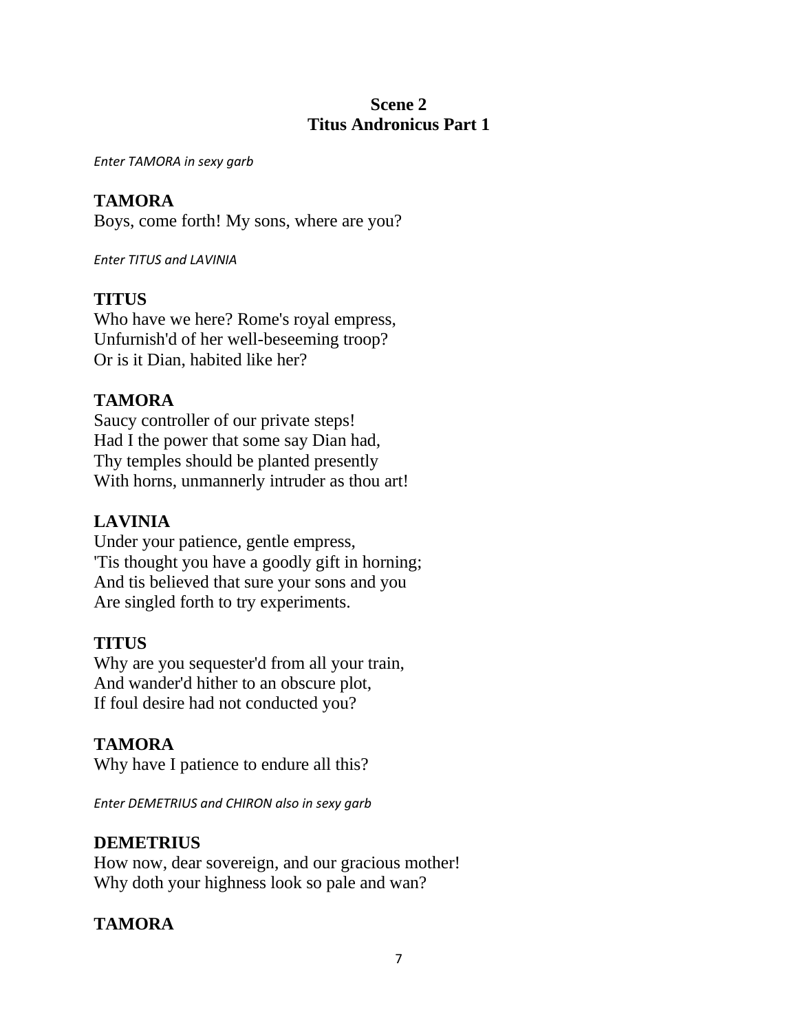## Scene 2
## Titus Andronicus Part 1

*Enter TAMORA in sexy garb*

**TAMORA**
Boys, come forth! My sons, where are you?

*Enter TITUS and LAVINIA*

**TITUS**
Who have we here? Rome's royal empress,
Unfurnish'd of her well-beseeming troop?
Or is it Dian, habited like her?

**TAMORA**
Saucy controller of our private steps!
Had I the power that some say Dian had,
Thy temples should be planted presently
With horns, unmannerly intruder as thou art!

**LAVINIA**
Under your patience, gentle empress,
'Tis thought you have a goodly gift in horning;
And tis believed that sure your sons and you
Are singled forth to try experiments.

**TITUS**
Why are you sequester'd from all your train,
And wander'd hither to an obscure plot,
If foul desire had not conducted you?

**TAMORA**
Why have I patience to endure all this?

*Enter DEMETRIUS and CHIRON also in sexy garb*

**DEMETRIUS**
How now, dear sovereign, and our gracious mother!
Why doth your highness look so pale and wan?

**TAMORA**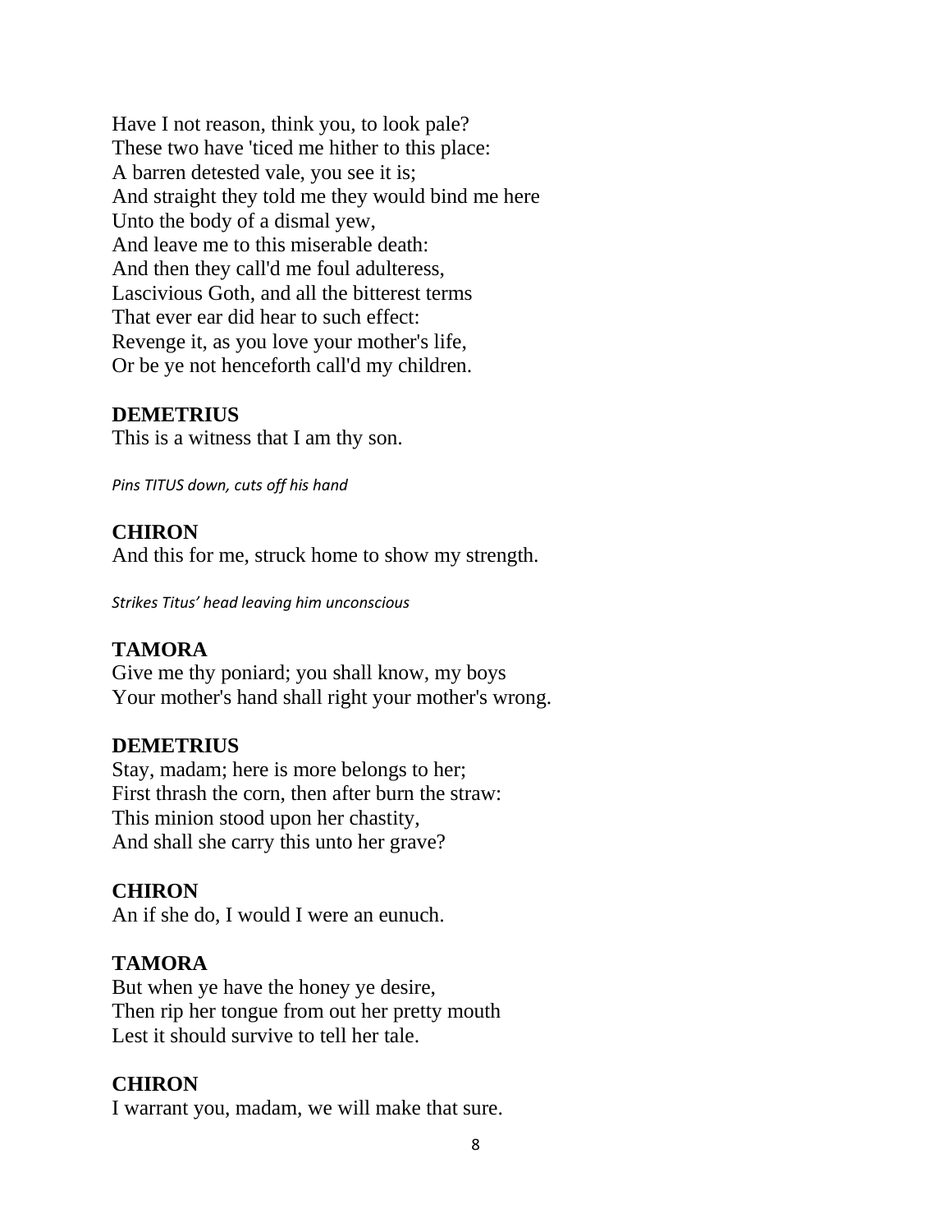Have I not reason, think you, to look pale?
These two have 'ticed me hither to this place:
A barren detested vale, you see it is;
And straight they told me they would bind me here
Unto the body of a dismal yew,
And leave me to this miserable death:
And then they call'd me foul adulteress,
Lascivious Goth, and all the bitterest terms
That ever ear did hear to such effect:
Revenge it, as you love your mother's life,
Or be ye not henceforth call'd my children.

**DEMETRIUS**
This is a witness that I am thy son.

*Pins TITUS down, cuts off his hand*

**CHIRON**
And this for me, struck home to show my strength.

*Strikes Titus' head leaving him unconscious*

**TAMORA**
Give me thy poniard; you shall know, my boys
Your mother's hand shall right your mother's wrong.

**DEMETRIUS**
Stay, madam; here is more belongs to her;
First thrash the corn, then after burn the straw:
This minion stood upon her chastity,
And shall she carry this unto her grave?

**CHIRON**
An if she do, I would I were an eunuch.

**TAMORA**
But when ye have the honey ye desire,
Then rip her tongue from out her pretty mouth
Lest it should survive to tell her tale.

**CHIRON**
I warrant you, madam, we will make that sure.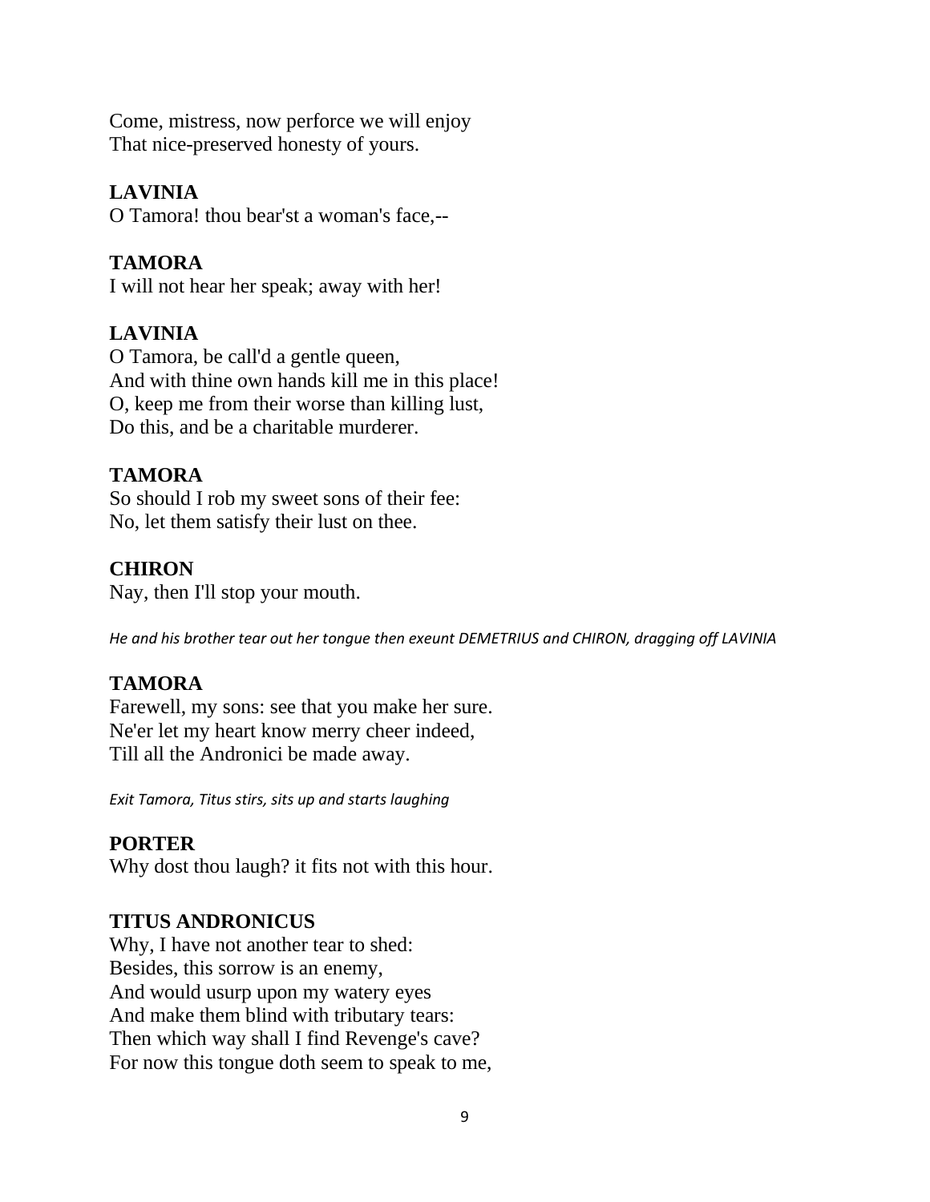Come, mistress, now perforce we will enjoy
That nice-preserved honesty of yours.

**LAVINIA**
O Tamora! thou bear'st a woman's face,--

**TAMORA**
I will not hear her speak; away with her!

**LAVINIA**
O Tamora, be call'd a gentle queen,
And with thine own hands kill me in this place!
O, keep me from their worse than killing lust,
Do this, and be a charitable murderer.

**TAMORA**
So should I rob my sweet sons of their fee:
No, let them satisfy their lust on thee.

**CHIRON**
Nay, then I'll stop your mouth.

*He and his brother tear out her tongue then exeunt DEMETRIUS and CHIRON, dragging off LAVINIA*

**TAMORA**
Farewell, my sons: see that you make her sure.
Ne'er let my heart know merry cheer indeed,
Till all the Andronici be made away.

*Exit Tamora, Titus stirs, sits up and starts laughing*

**PORTER**
Why dost thou laugh? it fits not with this hour.

**TITUS ANDRONICUS**
Why, I have not another tear to shed:
Besides, this sorrow is an enemy,
And would usurp upon my watery eyes
And make them blind with tributary tears:
Then which way shall I find Revenge's cave?
For now this tongue doth seem to speak to me,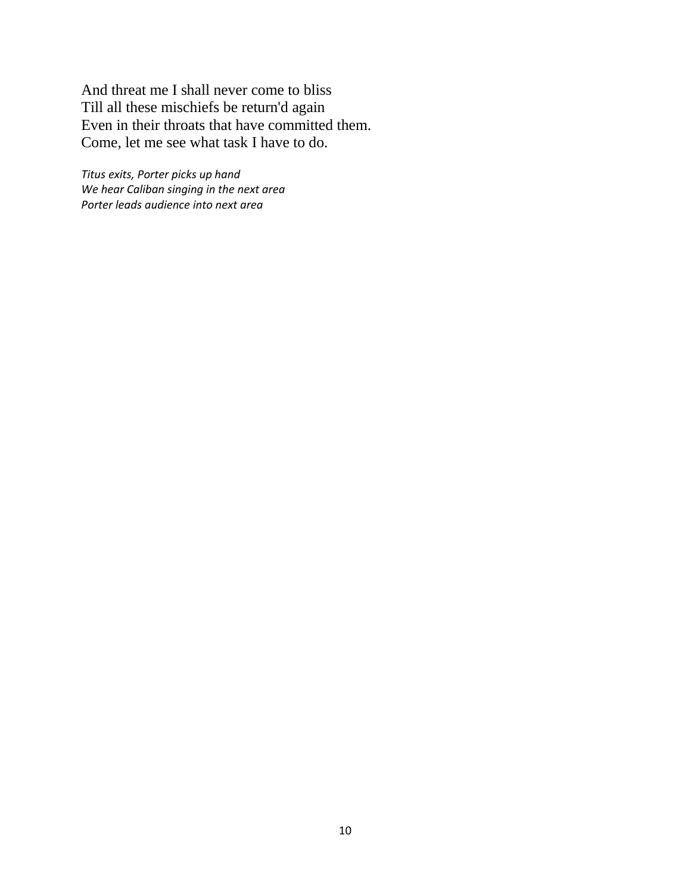And threat me I shall never come to bliss  
Till all these mischiefs be return'd again  
Even in their throats that have committed them.  
Come, let me see what task I have to do.

*Titus exits, Porter picks up hand*  
*We hear Caliban singing in the next area*  
*Porter leads audience into next area*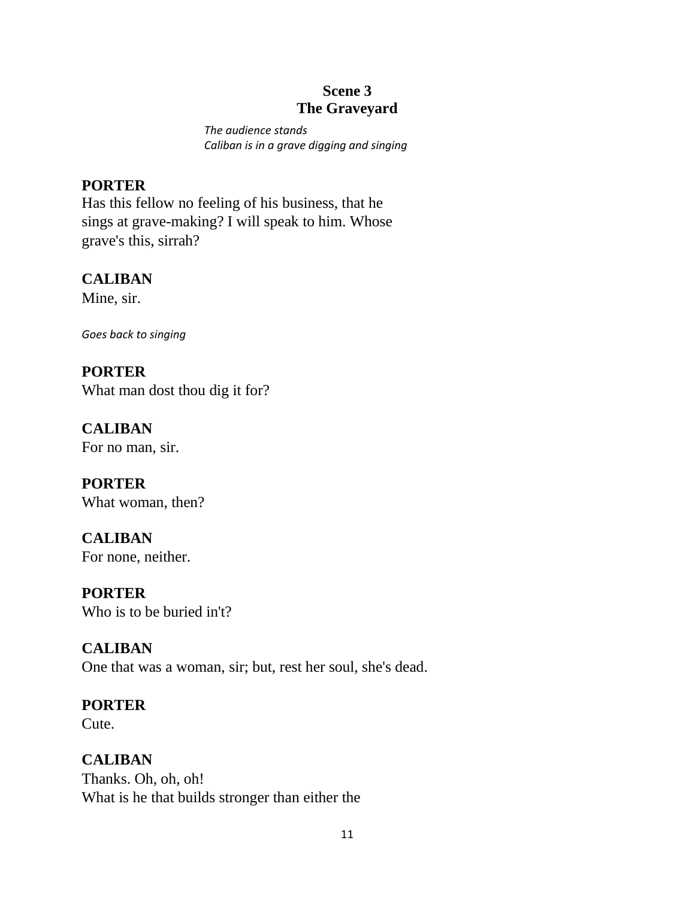## Scene 3
## The Graveyard

*The audience stands*
*Caliban is in a grave digging and singing*

**PORTER**
Has this fellow no feeling of his business, that he sings at grave-making? I will speak to him. Whose grave's this, sirrah?

**CALIBAN**
Mine, sir.

*Goes back to singing*

**PORTER**
What man dost thou dig it for?

**CALIBAN**
For no man, sir.

**PORTER**
What woman, then?

**CALIBAN**
For none, neither.

**PORTER**
Who is to be buried in't?

**CALIBAN**
One that was a woman, sir; but, rest her soul, she's dead.

**PORTER**
Cute.

**CALIBAN**
Thanks. Oh, oh, oh!
What is he that builds stronger than either the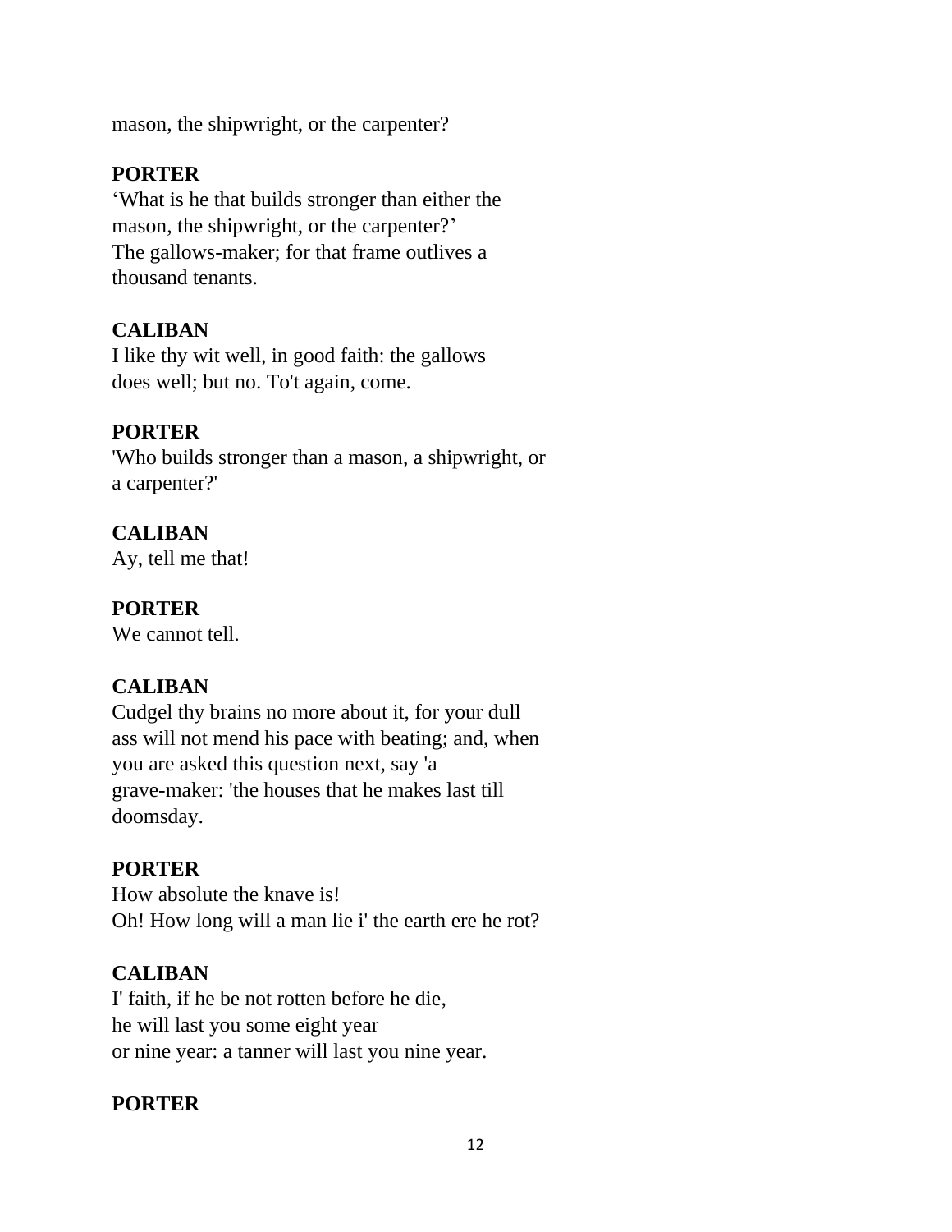mason, the shipwright, or the carpenter?

**PORTER**
‘What is he that builds stronger than either the
mason, the shipwright, or the carpenter?’
The gallows-maker; for that frame outlives a
thousand tenants.

**CALIBAN**
I like thy wit well, in good faith: the gallows
does well; but no. To't again, come.

**PORTER**
'Who builds stronger than a mason, a shipwright, or
a carpenter?'

**CALIBAN**
Ay, tell me that!

**PORTER**
We cannot tell.

**CALIBAN**
Cudgel thy brains no more about it, for your dull
ass will not mend his pace with beating; and, when
you are asked this question next, say 'a
grave-maker: 'the houses that he makes last till
doomsday.

**PORTER**
How absolute the knave is!
Oh! How long will a man lie i' the earth ere he rot?

**CALIBAN**
I' faith, if he be not rotten before he die,
he will last you some eight year
or nine year: a tanner will last you nine year.

**PORTER**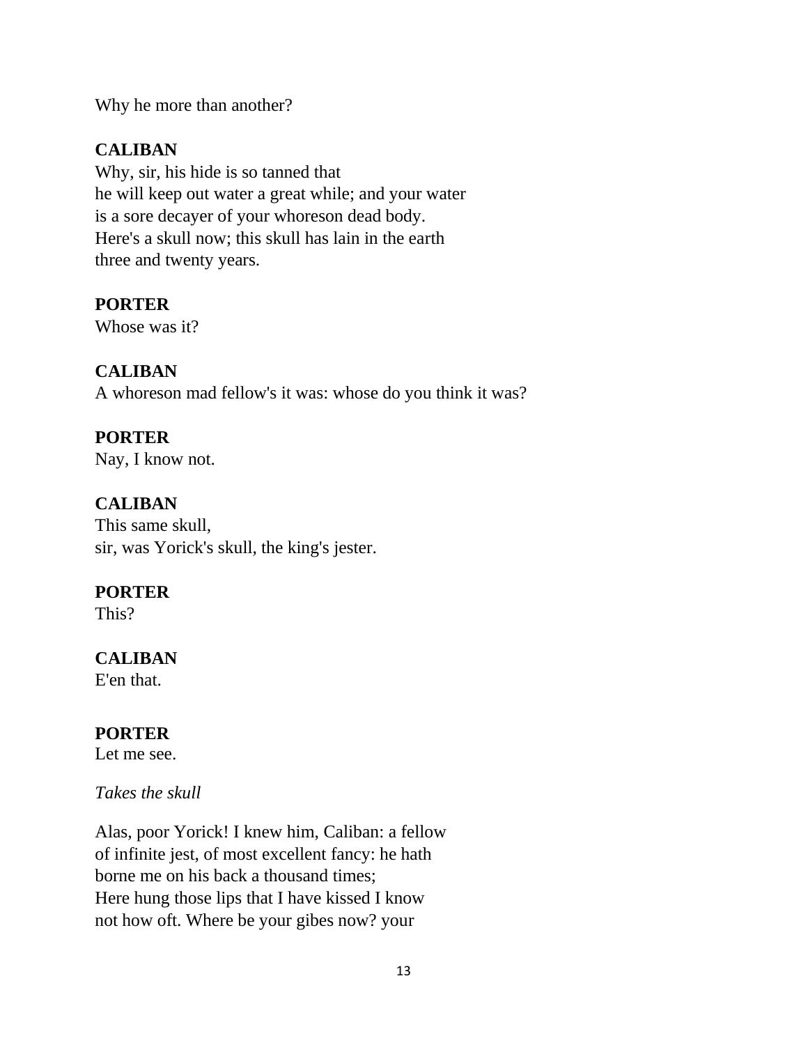Why he more than another?

**CALIBAN**
Why, sir, his hide is so tanned that
he will keep out water a great while; and your water
is a sore decayer of your whoreson dead body.
Here's a skull now; this skull has lain in the earth
three and twenty years.

**PORTER**
Whose was it?

**CALIBAN**
A whoreson mad fellow's it was: whose do you think it was?

**PORTER**
Nay, I know not.

**CALIBAN**
This same skull,
sir, was Yorick's skull, the king's jester.

**PORTER**
This?

**CALIBAN**
E'en that.

**PORTER**
Let me see.

*Takes the skull*

Alas, poor Yorick! I knew him, Caliban: a fellow
of infinite jest, of most excellent fancy: he hath
borne me on his back a thousand times;
Here hung those lips that I have kissed I know
not how oft. Where be your gibes now? your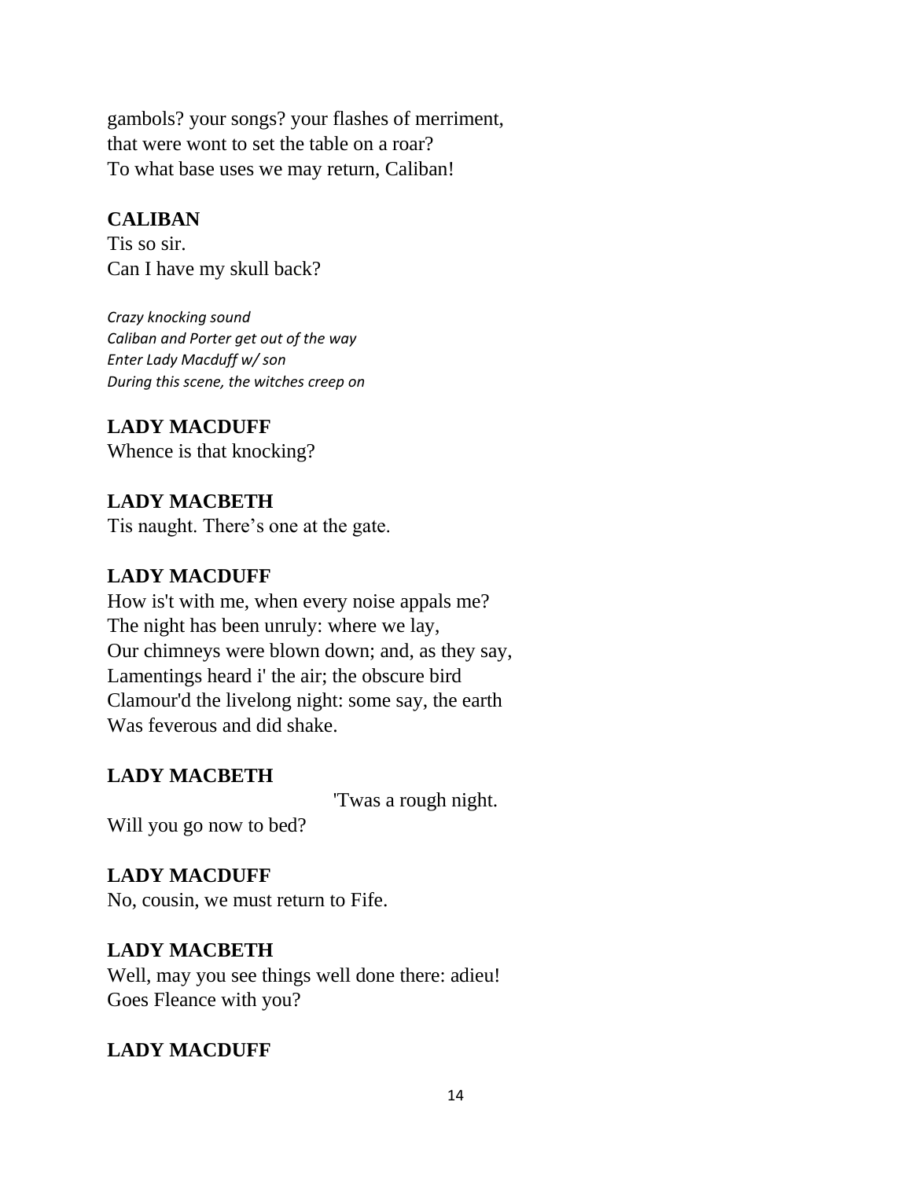gambols? your songs? your flashes of merriment,
that were wont to set the table on a roar?
To what base uses we may return, Caliban!

**CALIBAN**
Tis so sir.
Can I have my skull back?

*Crazy knocking sound*
*Caliban and Porter get out of the way*
*Enter Lady Macduff w/ son*
*During this scene, the witches creep on*

**LADY MACDUFF**
Whence is that knocking?

**LADY MACBETH**
Tis naught. There's one at the gate.

**LADY MACDUFF**
How is't with me, when every noise appals me?
The night has been unruly: where we lay,
Our chimneys were blown down; and, as they say,
Lamentings heard i' the air; the obscure bird
Clamour'd the livelong night: some say, the earth
Was feverous and did shake.

**LADY MACBETH**
'Twas a rough night.
Will you go now to bed?

**LADY MACDUFF**
No, cousin, we must return to Fife.

**LADY MACBETH**
Well, may you see things well done there: adieu!
Goes Fleance with you?

**LADY MACDUFF**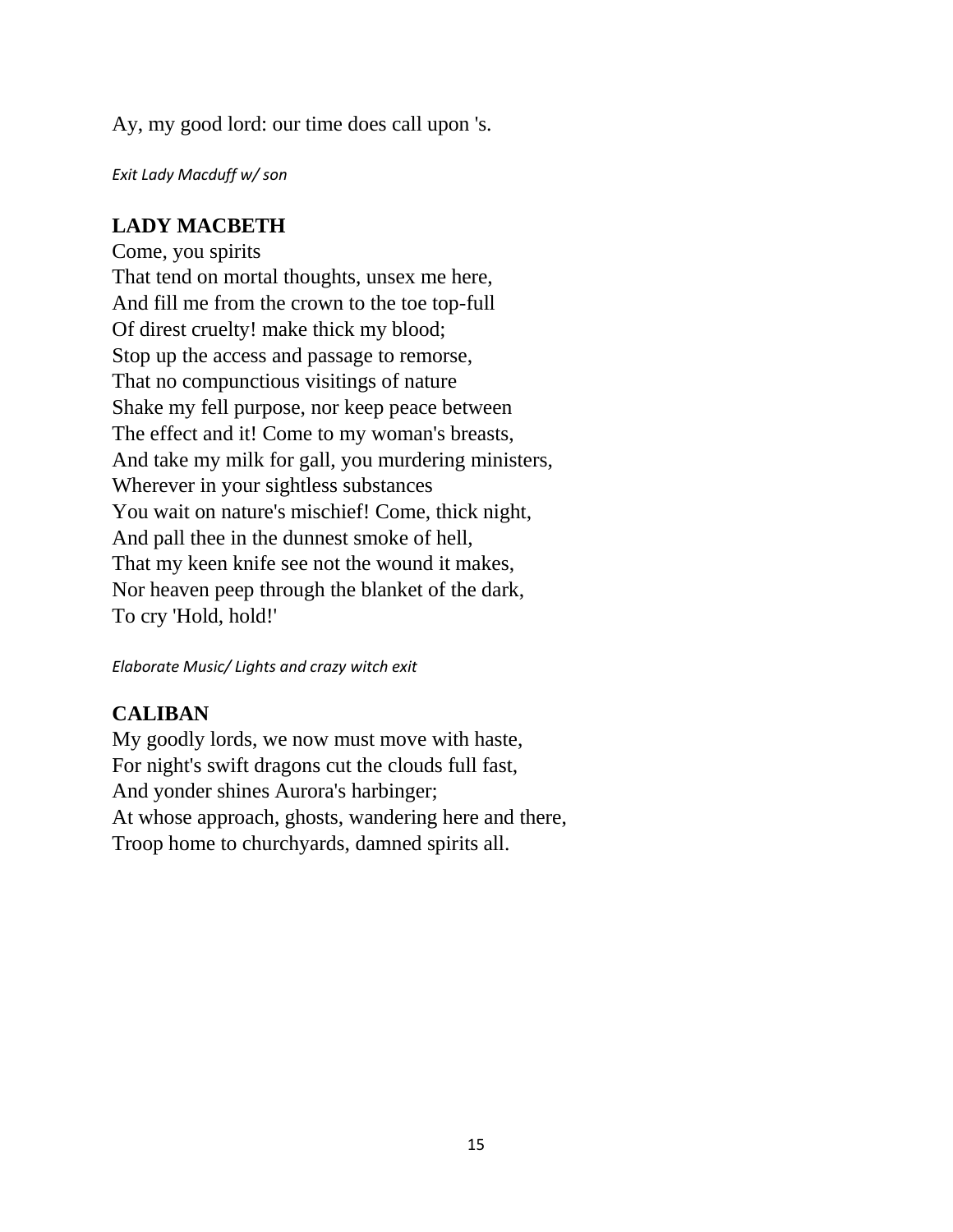Ay, my good lord: our time does call upon 's.

*Exit Lady Macduff w/ son*

**LADY MACBETH**
Come, you spirits
That tend on mortal thoughts, unsex me here,
And fill me from the crown to the toe top-full
Of direst cruelty! make thick my blood;
Stop up the access and passage to remorse,
That no compunctious visitings of nature
Shake my fell purpose, nor keep peace between
The effect and it! Come to my woman's breasts,
And take my milk for gall, you murdering ministers,
Wherever in your sightless substances
You wait on nature's mischief! Come, thick night,
And pall thee in the dunnest smoke of hell,
That my keen knife see not the wound it makes,
Nor heaven peep through the blanket of the dark,
To cry 'Hold, hold!'

*Elaborate Music/ Lights and crazy witch exit*

**CALIBAN**
My goodly lords, we now must move with haste,
For night's swift dragons cut the clouds full fast,
And yonder shines Aurora's harbinger;
At whose approach, ghosts, wandering here and there,
Troop home to churchyards, damned spirits all.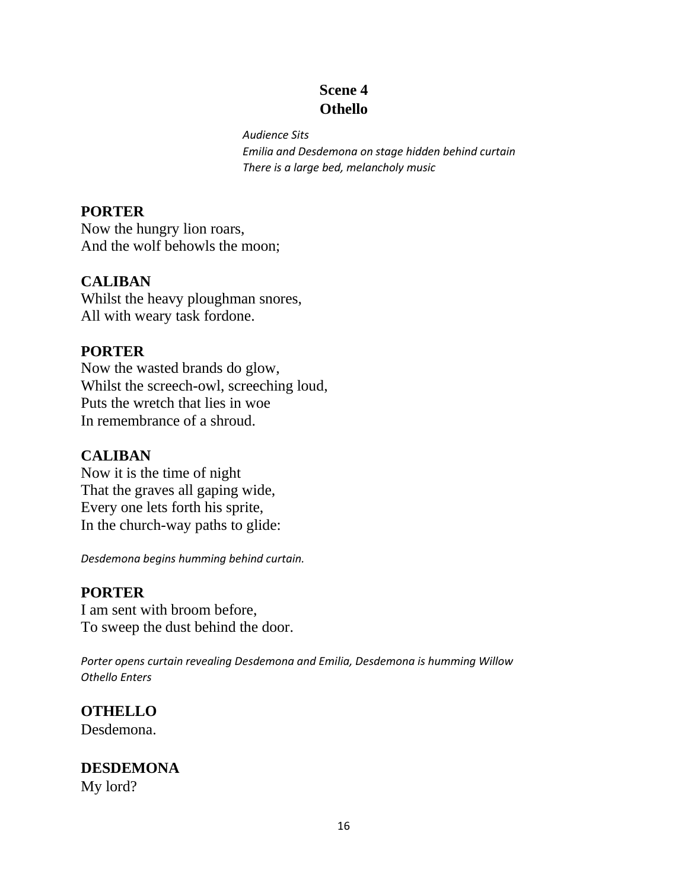## Scene 4
## Othello

*Audience Sits*
*Emilia and Desdemona on stage hidden behind curtain*
*There is a large bed, melancholy music*

**PORTER**
Now the hungry lion roars,
And the wolf behowls the moon;

**CALIBAN**
Whilst the heavy ploughman snores,
All with weary task fordone.

**PORTER**
Now the wasted brands do glow,
Whilst the screech-owl, screeching loud,
Puts the wretch that lies in woe
In remembrance of a shroud.

**CALIBAN**
Now it is the time of night
That the graves all gaping wide,
Every one lets forth his sprite,
In the church-way paths to glide:

*Desdemona begins humming behind curtain.*

**PORTER**
I am sent with broom before,
To sweep the dust behind the door.

*Porter opens curtain revealing Desdemona and Emilia, Desdemona is humming Willow*
*Othello Enters*

**OTHELLO**
Desdemona.

**DESDEMONA**
My lord?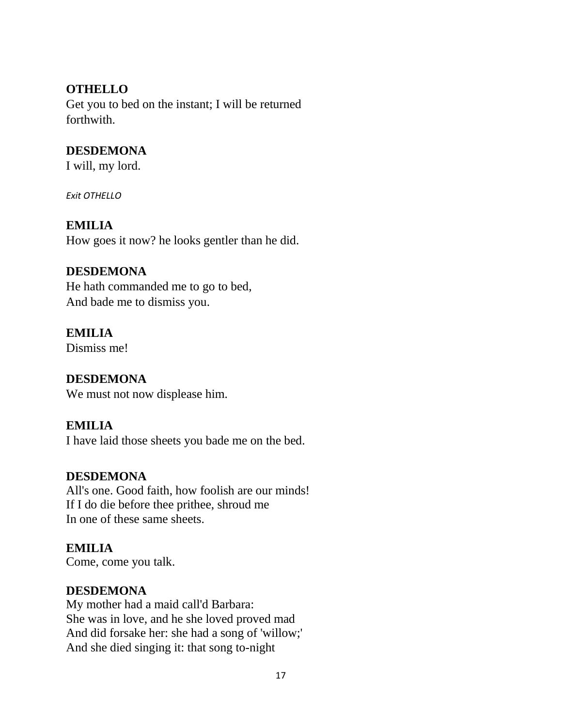**OTHELLO**
Get you to bed on the instant; I will be returned forthwith.

**DESDEMONA**
I will, my lord.

*Exit OTHELLO*

**EMILIA**
How goes it now? he looks gentler than he did.

**DESDEMONA**
He hath commanded me to go to bed,
And bade me to dismiss you.

**EMILIA**
Dismiss me!

**DESDEMONA**
We must not now displease him.

**EMILIA**
I have laid those sheets you bade me on the bed.

**DESDEMONA**
All's one. Good faith, how foolish are our minds!
If I do die before thee prithee, shroud me
In one of these same sheets.

**EMILIA**
Come, come you talk.

**DESDEMONA**
My mother had a maid call'd Barbara:
She was in love, and he she loved proved mad
And did forsake her: she had a song of 'willow;'
And she died singing it: that song to-night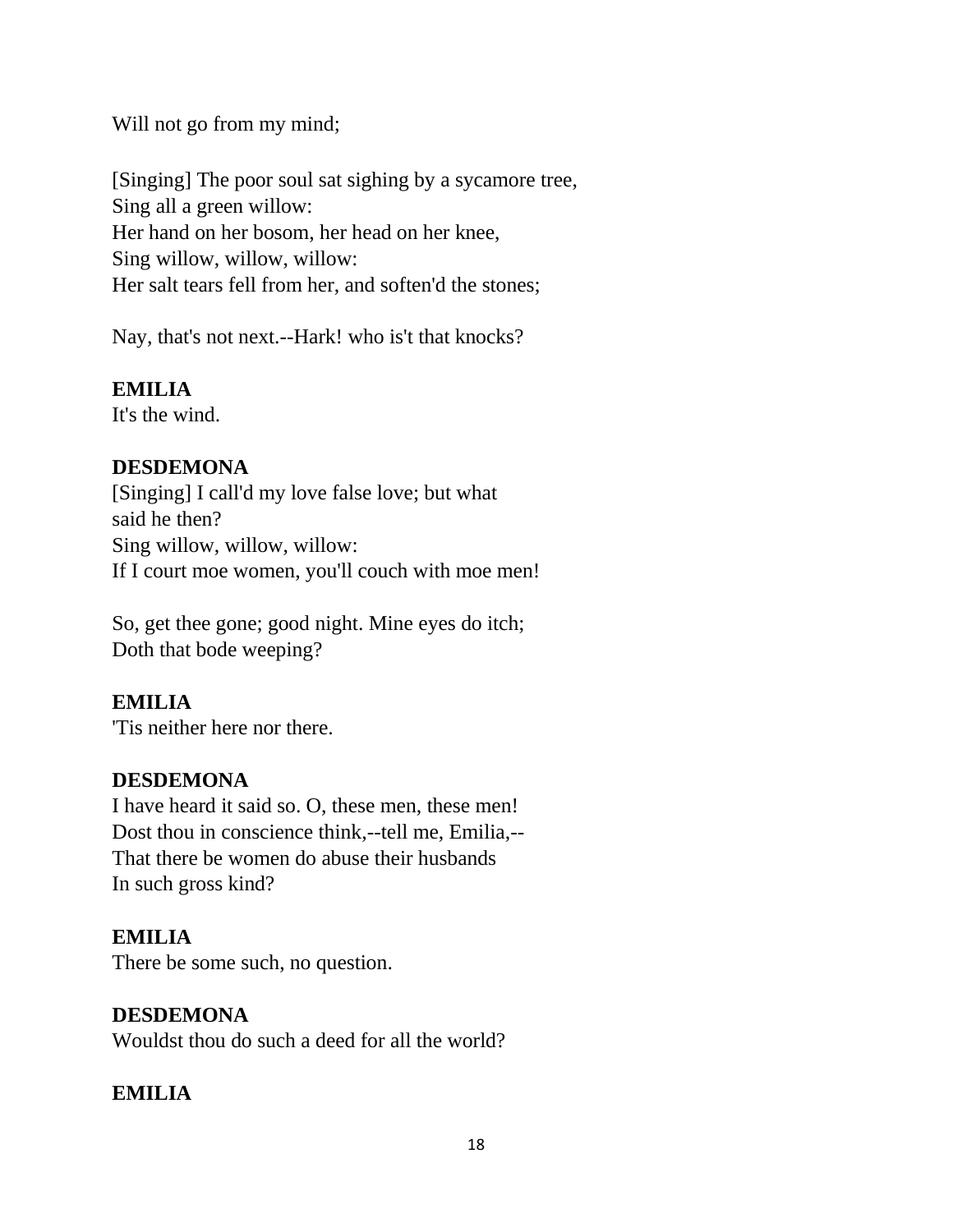Will not go from my mind;

[Singing] The poor soul sat sighing by a sycamore tree,
Sing all a green willow:
Her hand on her bosom, her head on her knee,
Sing willow, willow, willow:
Her salt tears fell from her, and soften'd the stones;

Nay, that's not next.--Hark! who is't that knocks?

**EMILIA**
It's the wind.

**DESDEMONA**
[Singing] I call'd my love false love; but what
said he then?
Sing willow, willow, willow:
If I court moe women, you'll couch with moe men!

So, get thee gone; good night. Mine eyes do itch;
Doth that bode weeping?

**EMILIA**
'Tis neither here nor there.

**DESDEMONA**
I have heard it said so. O, these men, these men!
Dost thou in conscience think,--tell me, Emilia,--
That there be women do abuse their husbands
In such gross kind?

**EMILIA**
There be some such, no question.

**DESDEMONA**
Wouldst thou do such a deed for all the world?

**EMILIA**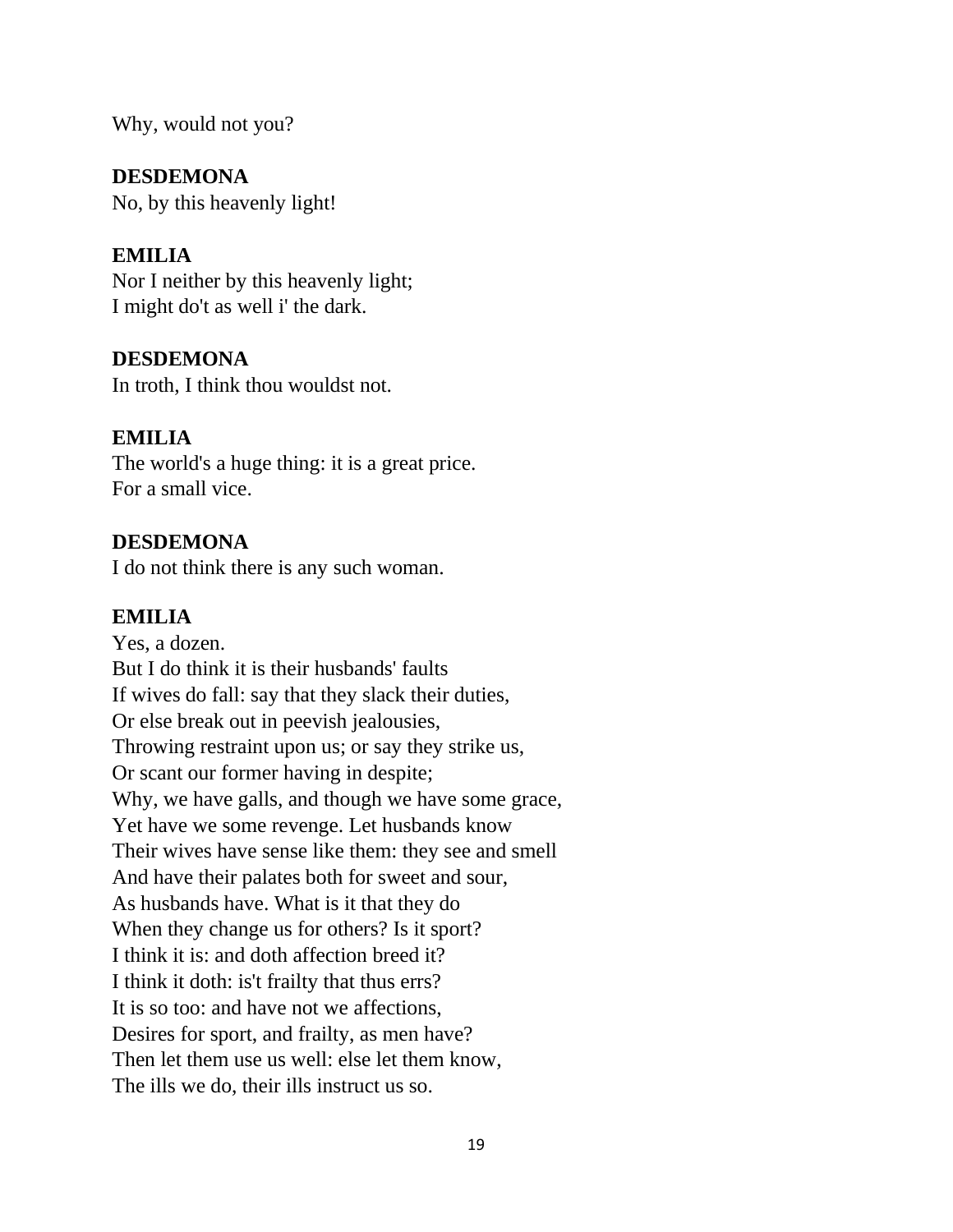Why, would not you?

**DESDEMONA**
No, by this heavenly light!

**EMILIA**
Nor I neither by this heavenly light;
I might do't as well i' the dark.

**DESDEMONA**
In troth, I think thou wouldst not.

**EMILIA**
The world's a huge thing: it is a great price.
For a small vice.

**DESDEMONA**
I do not think there is any such woman.

**EMILIA**
Yes, a dozen.
But I do think it is their husbands' faults
If wives do fall: say that they slack their duties,
Or else break out in peevish jealousies,
Throwing restraint upon us; or say they strike us,
Or scant our former having in despite;
Why, we have galls, and though we have some grace,
Yet have we some revenge. Let husbands know
Their wives have sense like them: they see and smell
And have their palates both for sweet and sour,
As husbands have. What is it that they do
When they change us for others? Is it sport?
I think it is: and doth affection breed it?
I think it doth: is't frailty that thus errs?
It is so too: and have not we affections,
Desires for sport, and frailty, as men have?
Then let them use us well: else let them know,
The ills we do, their ills instruct us so.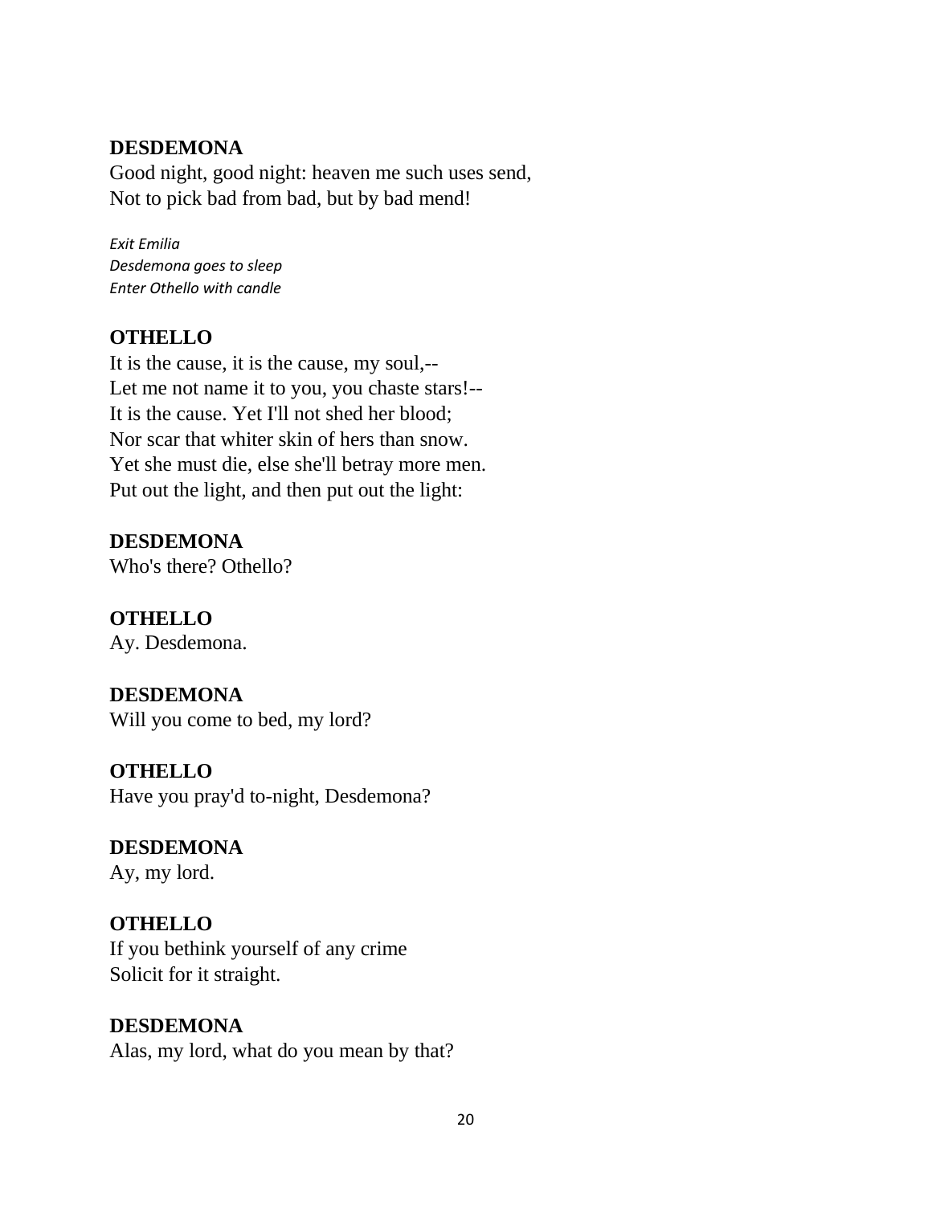**DESDEMONA**
Good night, good night: heaven me such uses send,
Not to pick bad from bad, but by bad mend!

*Exit Emilia*
*Desdemona goes to sleep*
*Enter Othello with candle*

**OTHELLO**
It is the cause, it is the cause, my soul,--
Let me not name it to you, you chaste stars!--
It is the cause. Yet I'll not shed her blood;
Nor scar that whiter skin of hers than snow.
Yet she must die, else she'll betray more men.
Put out the light, and then put out the light:

**DESDEMONA**
Who's there? Othello?

**OTHELLO**
Ay. Desdemona.

**DESDEMONA**
Will you come to bed, my lord?

**OTHELLO**
Have you pray'd to-night, Desdemona?

**DESDEMONA**
Ay, my lord.

**OTHELLO**
If you bethink yourself of any crime
Solicit for it straight.

**DESDEMONA**
Alas, my lord, what do you mean by that?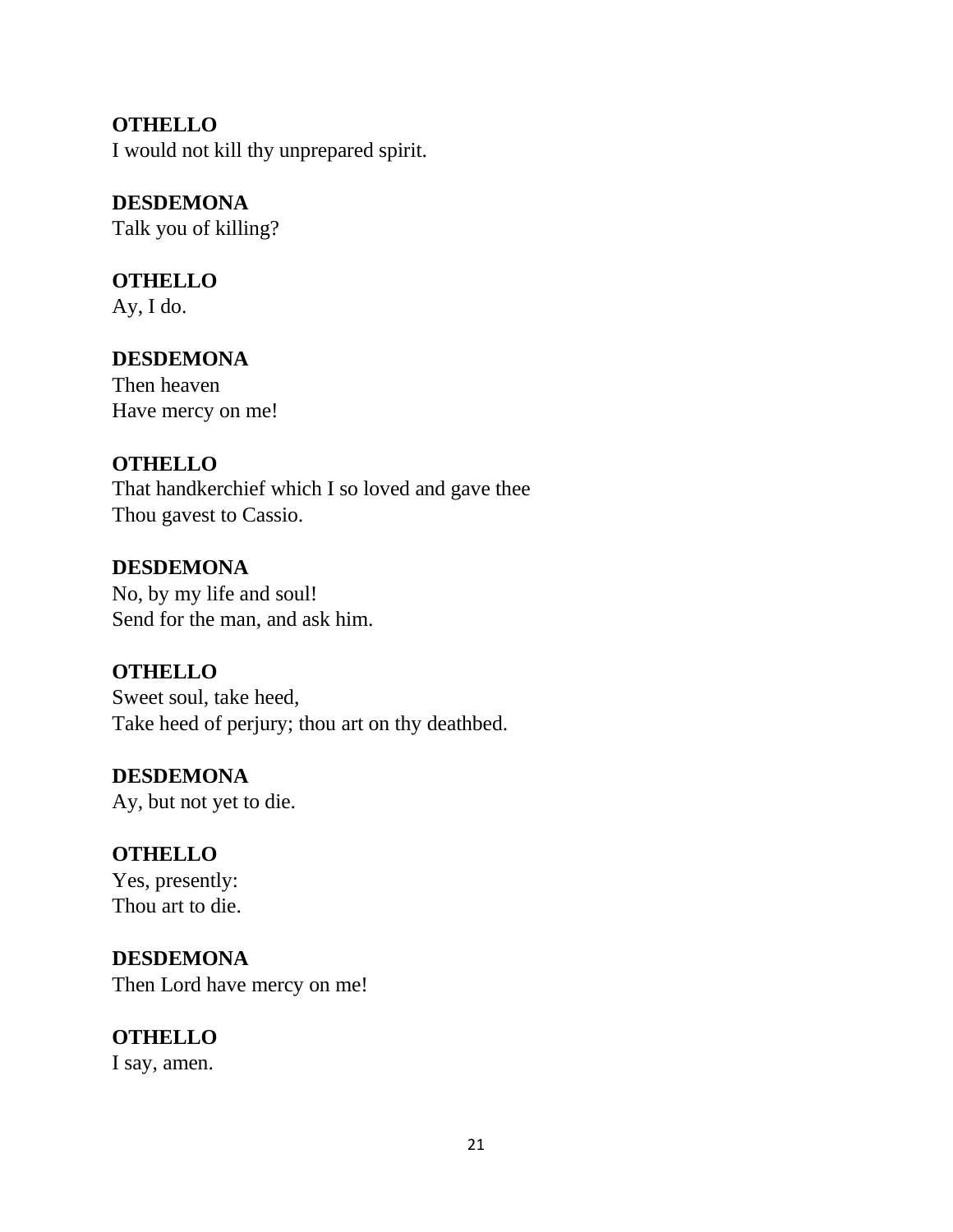**OTHELLO**
I would not kill thy unprepared spirit.

**DESDEMONA**
Talk you of killing?

**OTHELLO**
Ay, I do.

**DESDEMONA**
Then heaven
Have mercy on me!

**OTHELLO**
That handkerchief which I so loved and gave thee
Thou gavest to Cassio.

**DESDEMONA**
No, by my life and soul!
Send for the man, and ask him.

**OTHELLO**
Sweet soul, take heed,
Take heed of perjury; thou art on thy deathbed.

**DESDEMONA**
Ay, but not yet to die.

**OTHELLO**
Yes, presently:
Thou art to die.

**DESDEMONA**
Then Lord have mercy on me!

**OTHELLO**
I say, amen.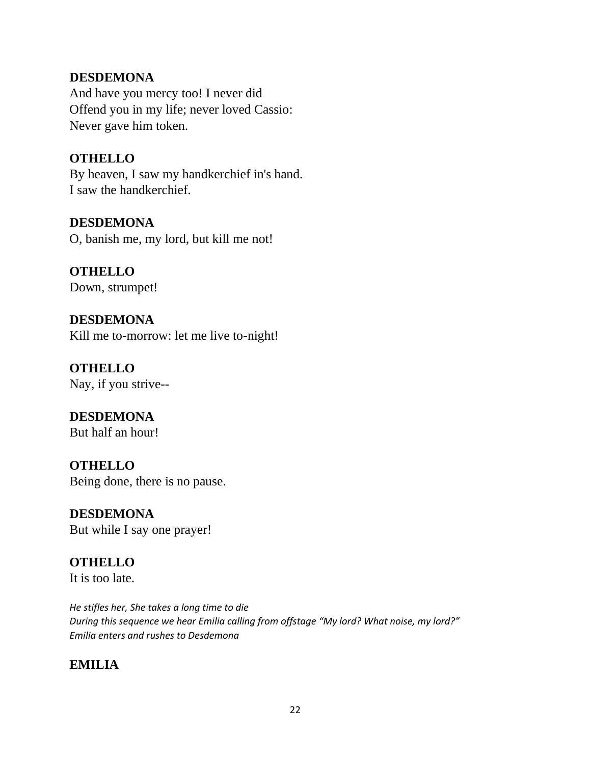**DESDEMONA**
And have you mercy too! I never did
Offend you in my life; never loved Cassio:
Never gave him token.

**OTHELLO**
By heaven, I saw my handkerchief in's hand.
I saw the handkerchief.

**DESDEMONA**
O, banish me, my lord, but kill me not!

**OTHELLO**
Down, strumpet!

**DESDEMONA**
Kill me to-morrow: let me live to-night!

**OTHELLO**
Nay, if you strive--

**DESDEMONA**
But half an hour!

**OTHELLO**
Being done, there is no pause.

**DESDEMONA**
But while I say one prayer!

**OTHELLO**
It is too late.

*He stifles her, She takes a long time to die*
*During this sequence we hear Emilia calling from offstage "My lord? What noise, my lord?"*
*Emilia enters and rushes to Desdemona*

**EMILIA**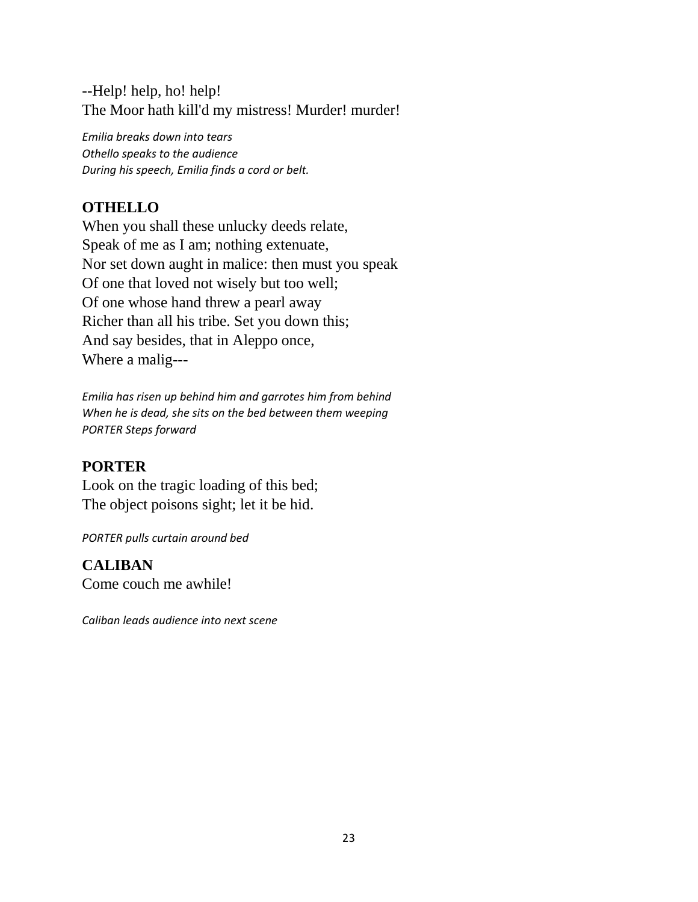--Help! help, ho! help!
The Moor hath kill'd my mistress! Murder! murder!

*Emilia breaks down into tears*
*Othello speaks to the audience*
*During his speech, Emilia finds a cord or belt.*

**OTHELLO**
When you shall these unlucky deeds relate,
Speak of me as I am; nothing extenuate,
Nor set down aught in malice: then must you speak
Of one that loved not wisely but too well;
Of one whose hand threw a pearl away
Richer than all his tribe. Set you down this;
And say besides, that in Aleppo once,
Where a malig---

*Emilia has risen up behind him and garrotes him from behind*
*When he is dead, she sits on the bed between them weeping*
*PORTER Steps forward*

**PORTER**
Look on the tragic loading of this bed;
The object poisons sight; let it be hid.

*PORTER pulls curtain around bed*

**CALIBAN**
Come couch me awhile!

*Caliban leads audience into next scene*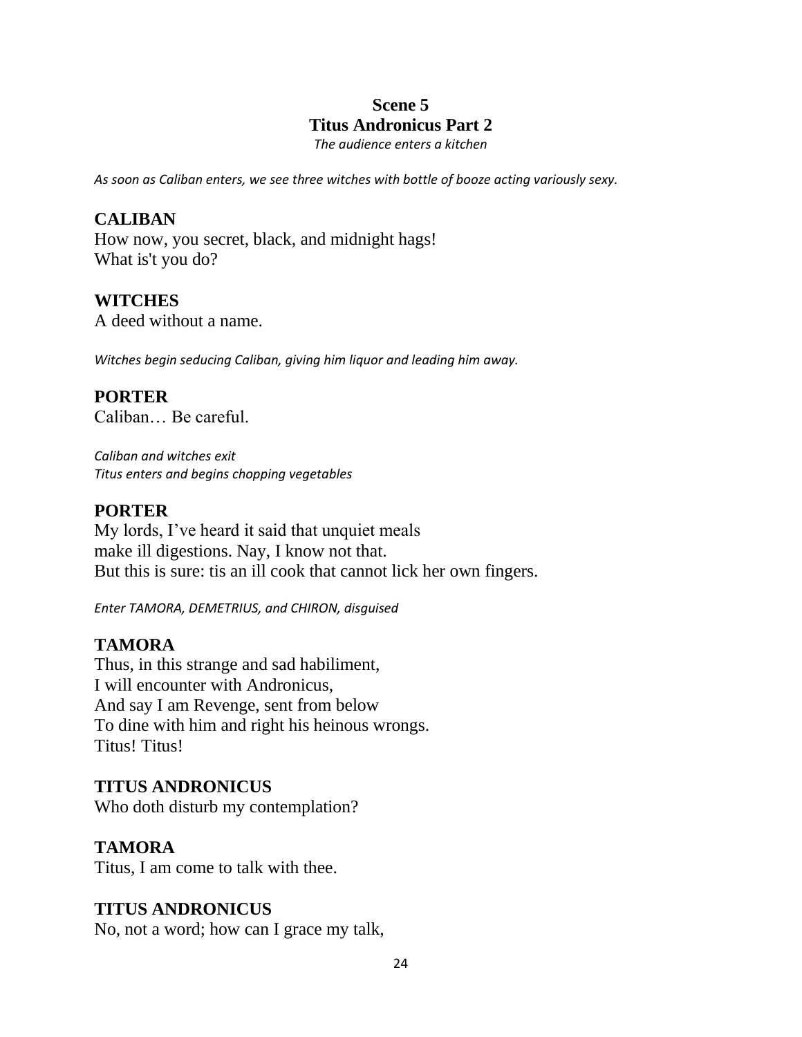## Scene 5
## Titus Andronicus Part 2

*The audience enters a kitchen*

*As soon as Caliban enters, we see three witches with bottle of booze acting variously sexy.*

**CALIBAN**
How now, you secret, black, and midnight hags!
What is't you do?

**WITCHES**
A deed without a name.

*Witches begin seducing Caliban, giving him liquor and leading him away.*

**PORTER**
Caliban… Be careful.

*Caliban and witches exit*
*Titus enters and begins chopping vegetables*

**PORTER**
My lords, I've heard it said that unquiet meals
make ill digestions. Nay, I know not that.
But this is sure: tis an ill cook that cannot lick her own fingers.

*Enter TAMORA, DEMETRIUS, and CHIRON, disguised*

**TAMORA**
Thus, in this strange and sad habiliment,
I will encounter with Andronicus,
And say I am Revenge, sent from below
To dine with him and right his heinous wrongs.
Titus! Titus!

**TITUS ANDRONICUS**
Who doth disturb my contemplation?

**TAMORA**
Titus, I am come to talk with thee.

**TITUS ANDRONICUS**
No, not a word; how can I grace my talk,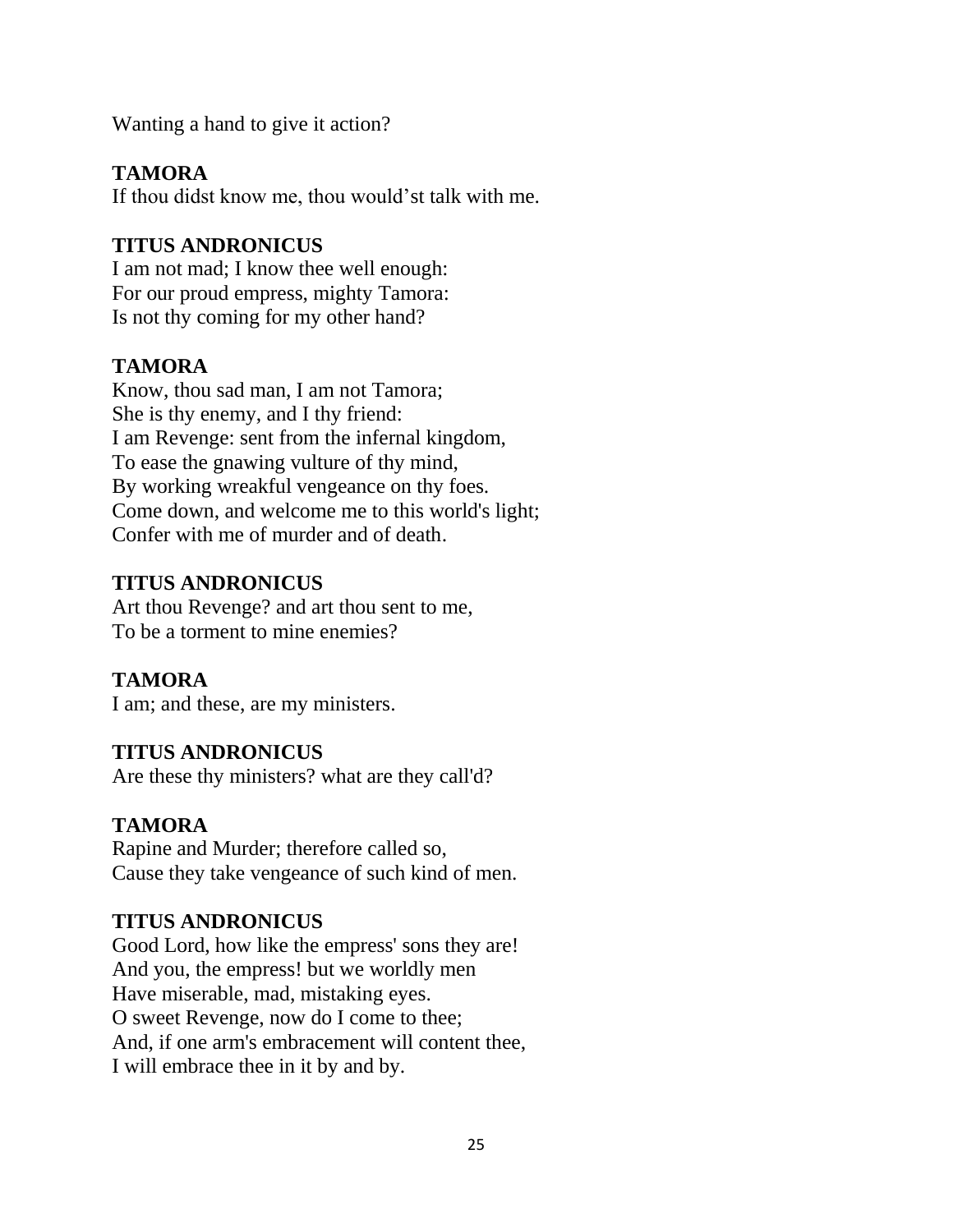Wanting a hand to give it action?

**TAMORA**
If thou didst know me, thou would'st talk with me.

**TITUS ANDRONICUS**
I am not mad; I know thee well enough:
For our proud empress, mighty Tamora:
Is not thy coming for my other hand?

**TAMORA**
Know, thou sad man, I am not Tamora;
She is thy enemy, and I thy friend:
I am Revenge: sent from the infernal kingdom,
To ease the gnawing vulture of thy mind,
By working wreakful vengeance on thy foes.
Come down, and welcome me to this world's light;
Confer with me of murder and of death.

**TITUS ANDRONICUS**
Art thou Revenge? and art thou sent to me,
To be a torment to mine enemies?

**TAMORA**
I am; and these, are my ministers.

**TITUS ANDRONICUS**
Are these thy ministers? what are they call'd?

**TAMORA**
Rapine and Murder; therefore called so,
Cause they take vengeance of such kind of men.

**TITUS ANDRONICUS**
Good Lord, how like the empress' sons they are!
And you, the empress! but we worldly men
Have miserable, mad, mistaking eyes.
O sweet Revenge, now do I come to thee;
And, if one arm's embracement will content thee,
I will embrace thee in it by and by.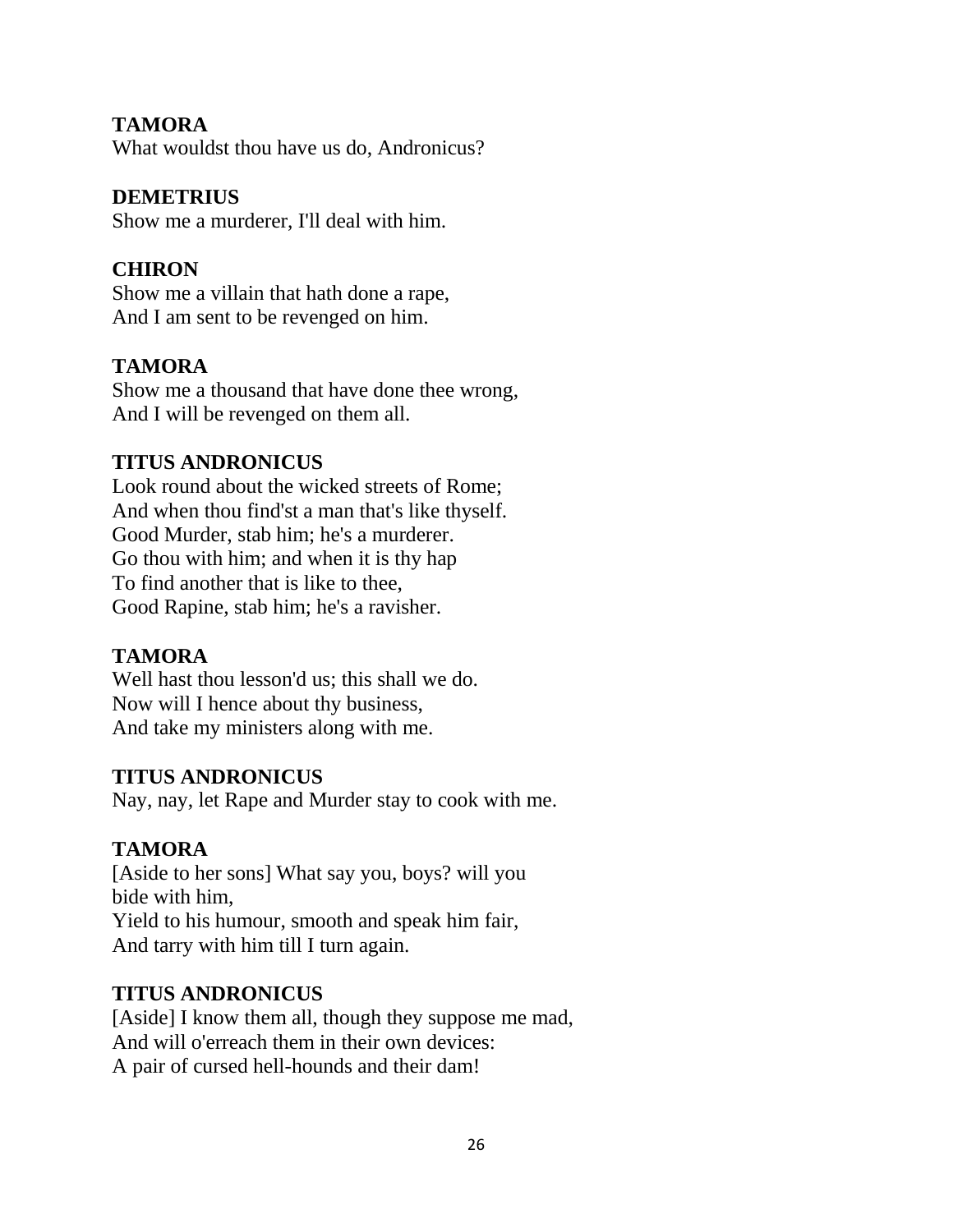**TAMORA**
What wouldst thou have us do, Andronicus?

**DEMETRIUS**
Show me a murderer, I'll deal with him.

**CHIRON**
Show me a villain that hath done a rape,
And I am sent to be revenged on him.

**TAMORA**
Show me a thousand that have done thee wrong,
And I will be revenged on them all.

**TITUS ANDRONICUS**
Look round about the wicked streets of Rome;
And when thou find'st a man that's like thyself.
Good Murder, stab him; he's a murderer.
Go thou with him; and when it is thy hap
To find another that is like to thee,
Good Rapine, stab him; he's a ravisher.

**TAMORA**
Well hast thou lesson'd us; this shall we do.
Now will I hence about thy business,
And take my ministers along with me.

**TITUS ANDRONICUS**
Nay, nay, let Rape and Murder stay to cook with me.

**TAMORA**
[Aside to her sons] What say you, boys? will you bide with him,
Yield to his humour, smooth and speak him fair,
And tarry with him till I turn again.

**TITUS ANDRONICUS**
[Aside] I know them all, though they suppose me mad,
And will o'erreach them in their own devices:
A pair of cursed hell-hounds and their dam!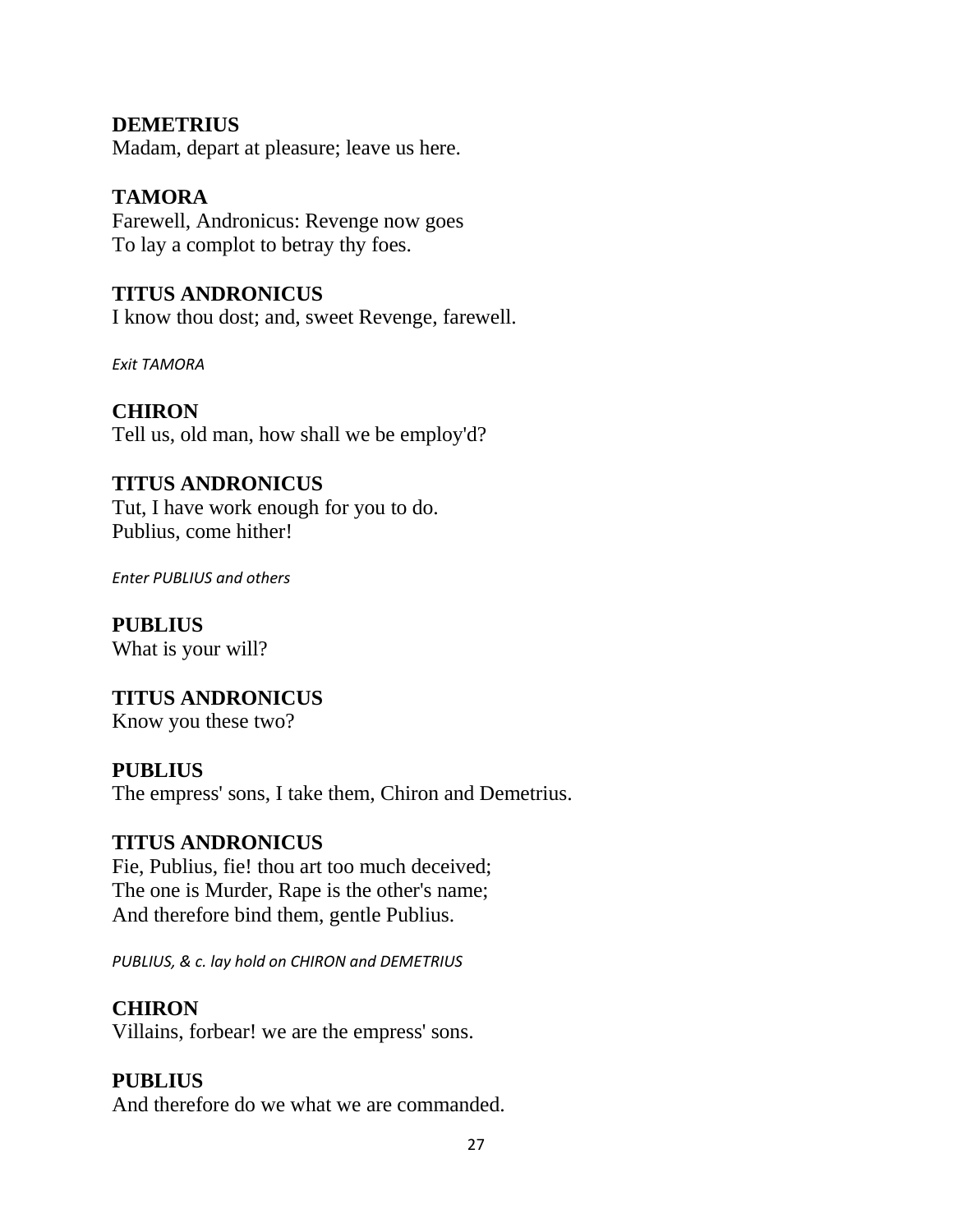**DEMETRIUS**
Madam, depart at pleasure; leave us here.

**TAMORA**
Farewell, Andronicus: Revenge now goes
To lay a complot to betray thy foes.

**TITUS ANDRONICUS**
I know thou dost; and, sweet Revenge, farewell.

*Exit TAMORA*

**CHIRON**
Tell us, old man, how shall we be employ'd?

**TITUS ANDRONICUS**
Tut, I have work enough for you to do.
Publius, come hither!

*Enter PUBLIUS and others*

**PUBLIUS**
What is your will?

**TITUS ANDRONICUS**
Know you these two?

**PUBLIUS**
The empress' sons, I take them, Chiron and Demetrius.

**TITUS ANDRONICUS**
Fie, Publius, fie! thou art too much deceived;
The one is Murder, Rape is the other's name;
And therefore bind them, gentle Publius.

*PUBLIUS, & c. lay hold on CHIRON and DEMETRIUS*

**CHIRON**
Villains, forbear! we are the empress' sons.

**PUBLIUS**
And therefore do we what we are commanded.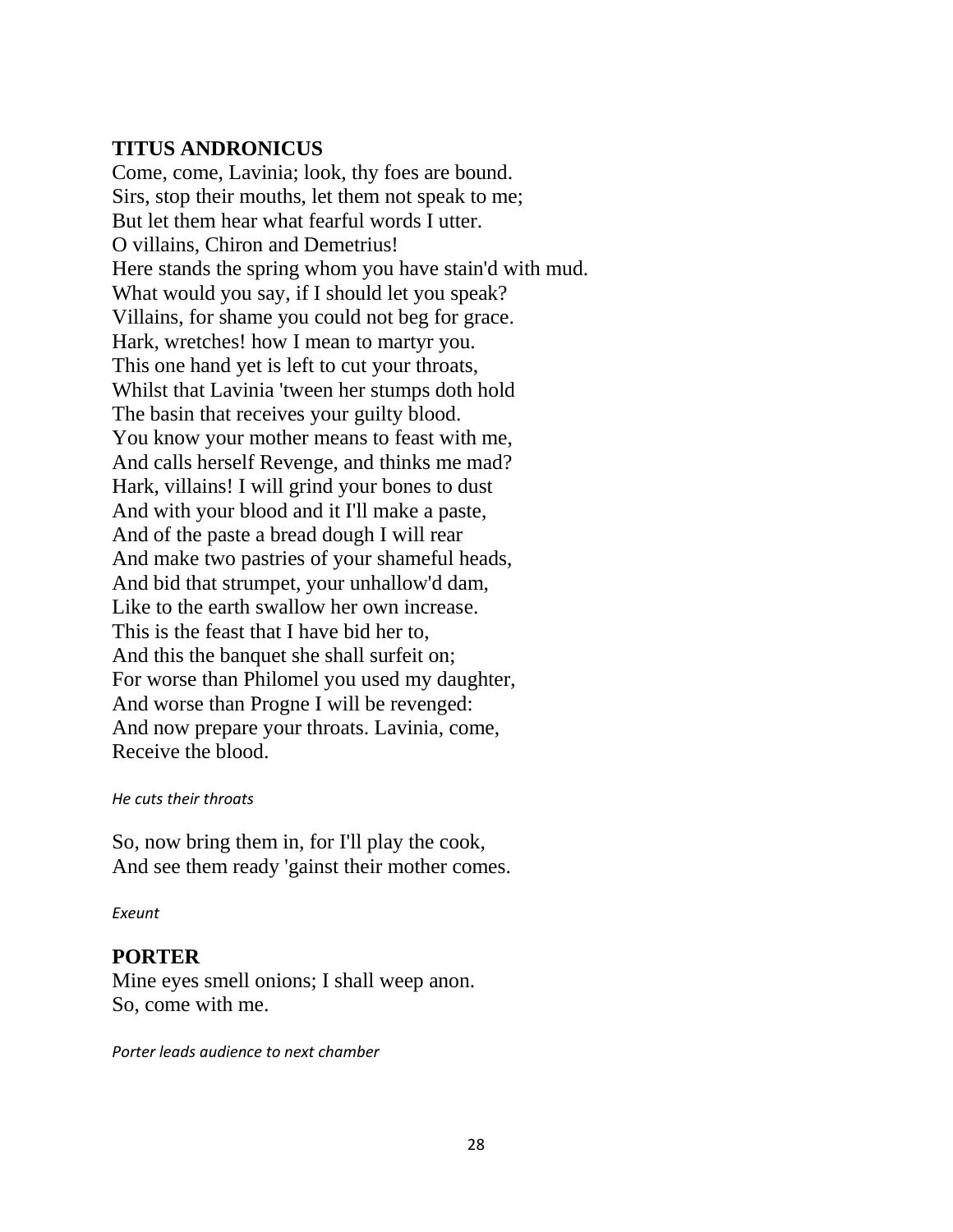**TITUS ANDRONICUS**

Come, come, Lavinia; look, thy foes are bound.
Sirs, stop their mouths, let them not speak to me;
But let them hear what fearful words I utter.
O villains, Chiron and Demetrius!
Here stands the spring whom you have stain'd with mud.
What would you say, if I should let you speak?
Villains, for shame you could not beg for grace.
Hark, wretches! how I mean to martyr you.
This one hand yet is left to cut your throats,
Whilst that Lavinia 'tween her stumps doth hold
The basin that receives your guilty blood.
You know your mother means to feast with me,
And calls herself Revenge, and thinks me mad?
Hark, villains! I will grind your bones to dust
And with your blood and it I'll make a paste,
And of the paste a bread dough I will rear
And make two pastries of your shameful heads,
And bid that strumpet, your unhallow'd dam,
Like to the earth swallow her own increase.
This is the feast that I have bid her to,
And this the banquet she shall surfeit on;
For worse than Philomel you used my daughter,
And worse than Progne I will be revenged:
And now prepare your throats. Lavinia, come,
Receive the blood.

*He cuts their throats*

So, now bring them in, for I'll play the cook,
And see them ready 'gainst their mother comes.

*Exeunt*

**PORTER**

Mine eyes smell onions; I shall weep anon.
So, come with me.

*Porter leads audience to next chamber*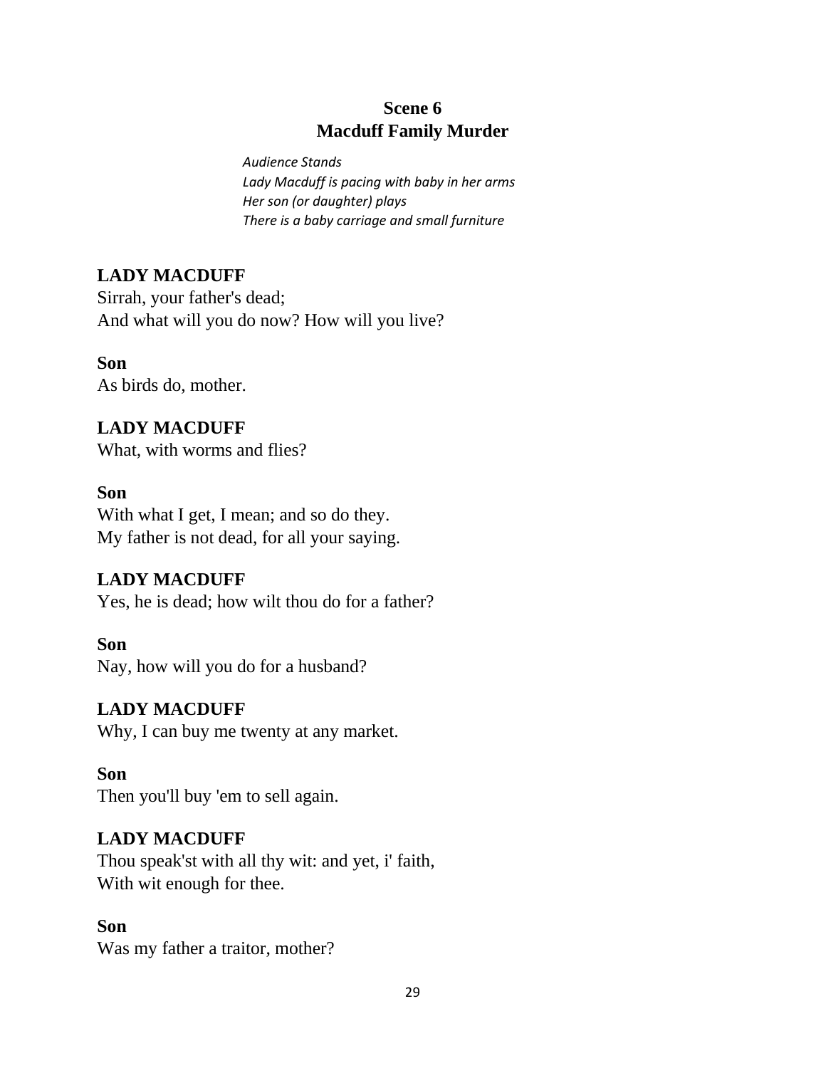## Scene 6
## Macduff Family Murder

*Audience Stands*
*Lady Macduff is pacing with baby in her arms*
*Her son (or daughter) plays*
*There is a baby carriage and small furniture*

**LADY MACDUFF**
Sirrah, your father's dead;
And what will you do now? How will you live?

**Son**
As birds do, mother.

**LADY MACDUFF**
What, with worms and flies?

**Son**
With what I get, I mean; and so do they.
My father is not dead, for all your saying.

**LADY MACDUFF**
Yes, he is dead; how wilt thou do for a father?

**Son**
Nay, how will you do for a husband?

**LADY MACDUFF**
Why, I can buy me twenty at any market.

**Son**
Then you'll buy 'em to sell again.

**LADY MACDUFF**
Thou speak'st with all thy wit: and yet, i' faith,
With wit enough for thee.

**Son**
Was my father a traitor, mother?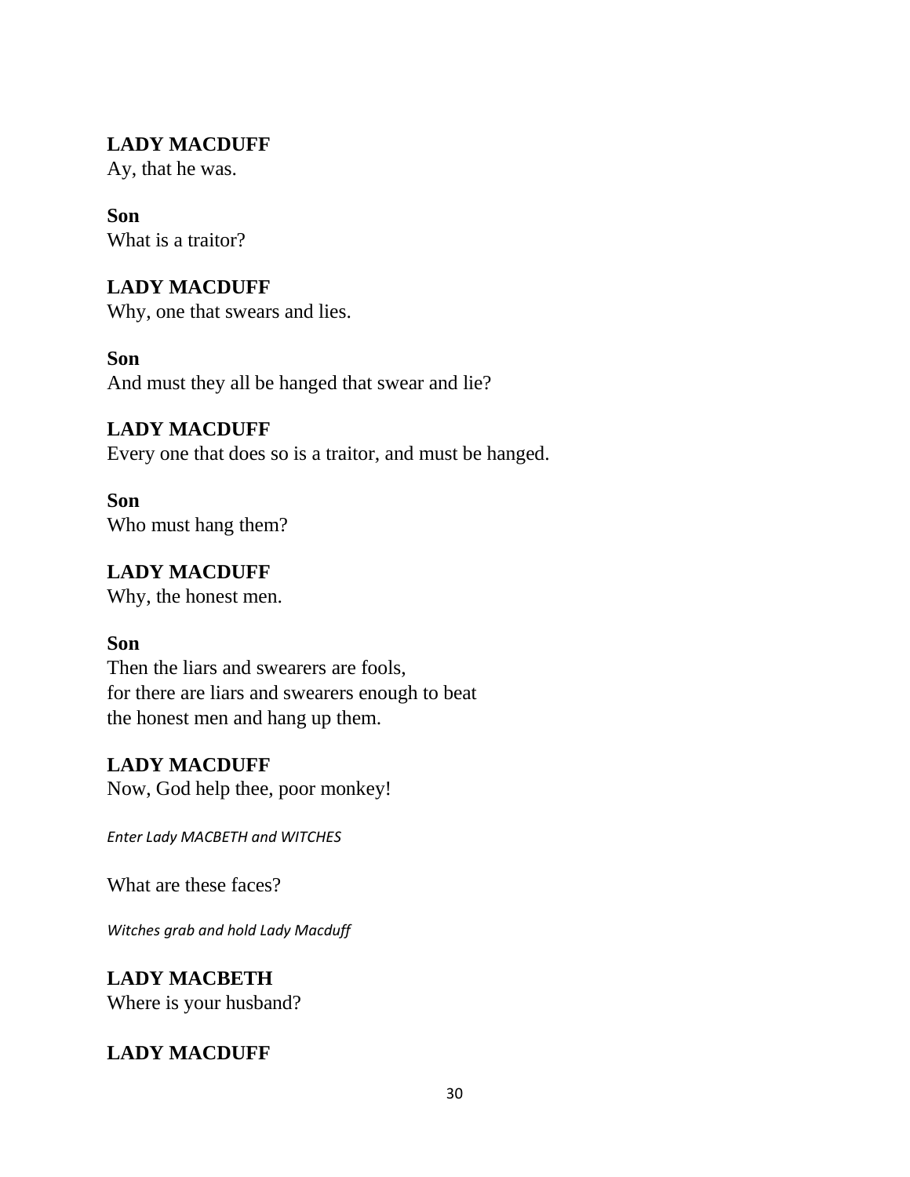**LADY MACDUFF**
Ay, that he was.

**Son**
What is a traitor?

**LADY MACDUFF**
Why, one that swears and lies.

**Son**
And must they all be hanged that swear and lie?

**LADY MACDUFF**
Every one that does so is a traitor, and must be hanged.

**Son**
Who must hang them?

**LADY MACDUFF**
Why, the honest men.

**Son**
Then the liars and swearers are fools,
for there are liars and swearers enough to beat
the honest men and hang up them.

**LADY MACDUFF**
Now, God help thee, poor monkey!

*Enter Lady MACBETH and WITCHES*

What are these faces?

*Witches grab and hold Lady Macduff*

**LADY MACBETH**
Where is your husband?

**LADY MACDUFF**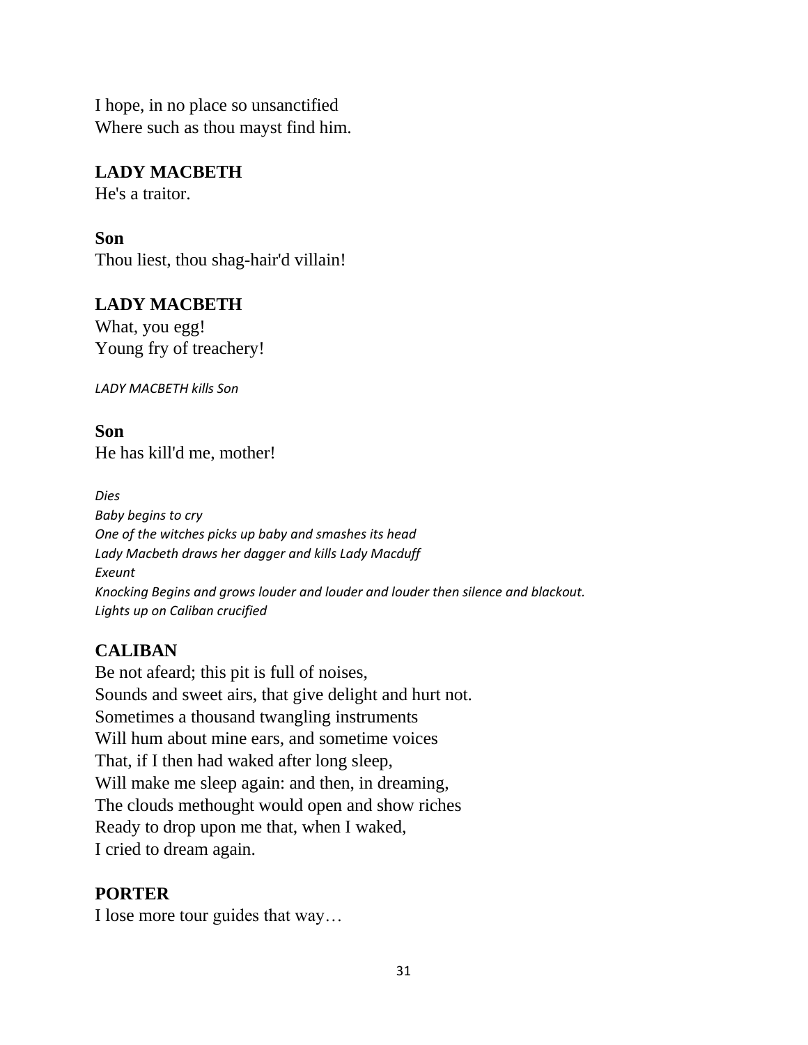I hope, in no place so unsanctified
Where such as thou mayst find him.

**LADY MACBETH**
He's a traitor.

**Son**
Thou liest, thou shag-hair'd villain!

**LADY MACBETH**
What, you egg!
Young fry of treachery!

*LADY MACBETH kills Son*

**Son**
He has kill'd me, mother!

*Dies*
*Baby begins to cry*
*One of the witches picks up baby and smashes its head*
*Lady Macbeth draws her dagger and kills Lady Macduff*
*Exeunt*
*Knocking Begins and grows louder and louder and louder then silence and blackout.*
*Lights up on Caliban crucified*

**CALIBAN**
Be not afeard; this pit is full of noises,
Sounds and sweet airs, that give delight and hurt not.
Sometimes a thousand twangling instruments
Will hum about mine ears, and sometime voices
That, if I then had waked after long sleep,
Will make me sleep again: and then, in dreaming,
The clouds methought would open and show riches
Ready to drop upon me that, when I waked,
I cried to dream again.

**PORTER**
I lose more tour guides that way…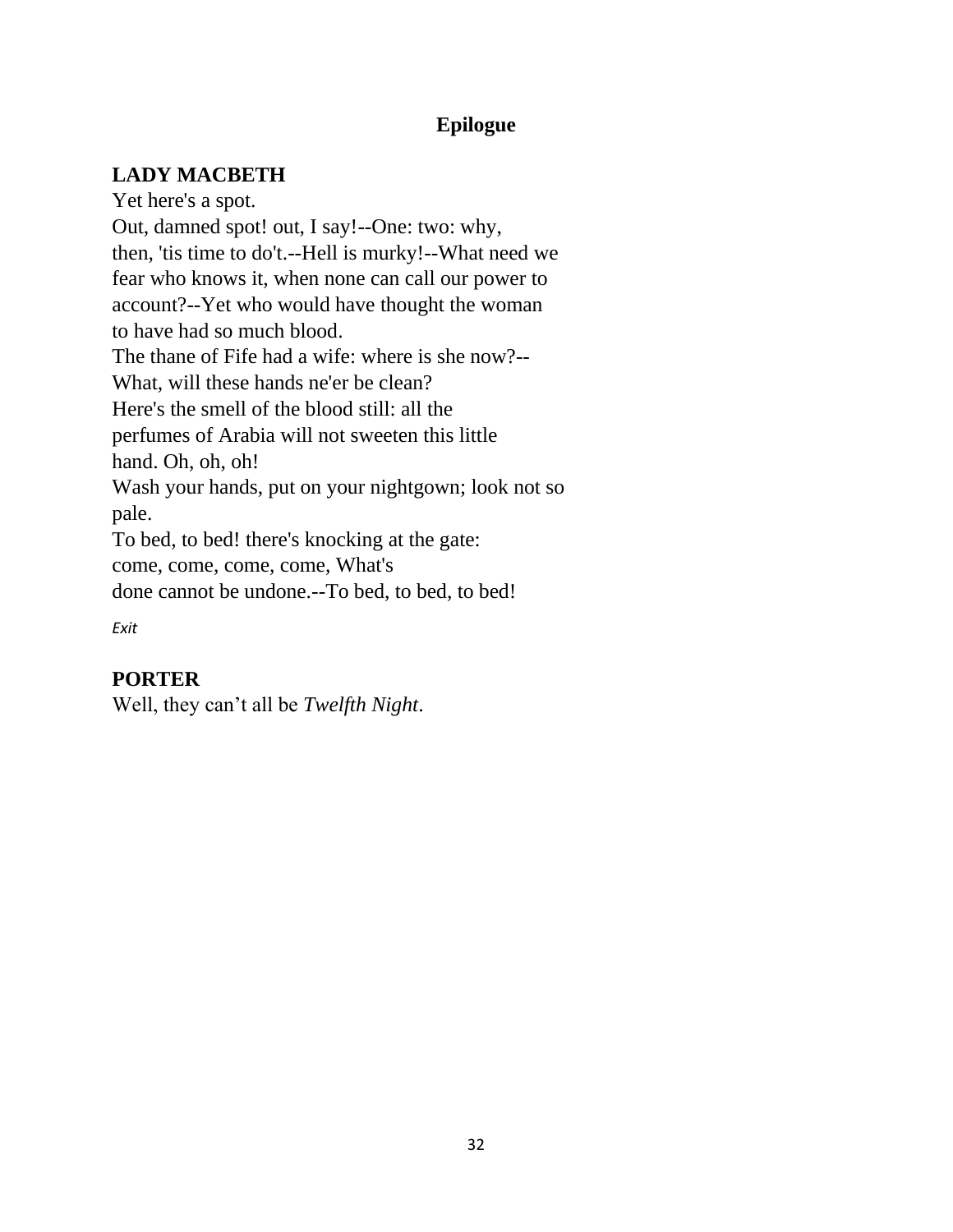## Epilogue

**LADY MACBETH**

Yet here's a spot.
Out, damned spot! out, I say!--One: two: why,
then, 'tis time to do't.--Hell is murky!--What need we
fear who knows it, when none can call our power to
account?--Yet who would have thought the woman
to have had so much blood.
The thane of Fife had a wife: where is she now?--
What, will these hands ne'er be clean?
Here's the smell of the blood still: all the
perfumes of Arabia will not sweeten this little
hand. Oh, oh, oh!
Wash your hands, put on your nightgown; look not so
pale.
To bed, to bed! there's knocking at the gate:
come, come, come, come, What's
done cannot be undone.--To bed, to bed, to bed!

*Exit*

**PORTER**

Well, they can't all be *Twelfth Night*.